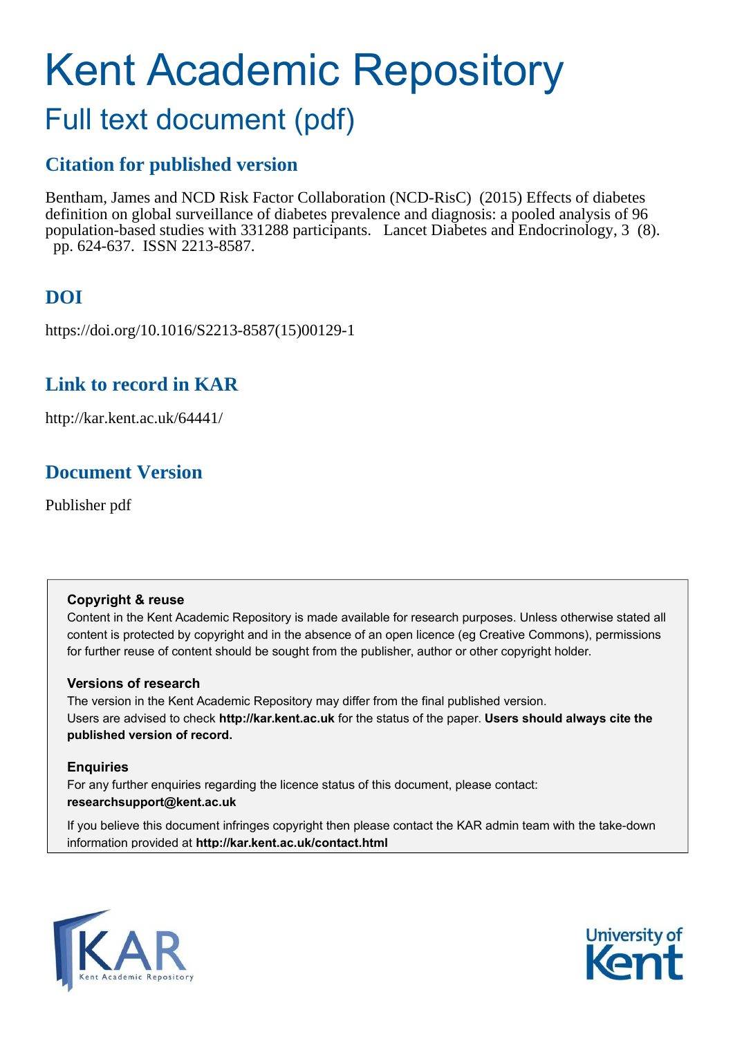# Kent Academic Repository

## Full text document (pdf)

## Citation for published version

Bentham, James and NCD Risk Factor Collaboration (NCD-RisC) (2015) Effects of diabetes definition on global surveillance of diabetes prevalence and diagnosis: a pooled analysis of 96 population-based studies with 331288 participants. Lancet Diabetes and Endocrinology, 3 (8). pp. 624-637. ISSN 2213-8587.

## DOI

https://doi.org/10.1016/S2213-8587(15)00129-1

## Link to record in KAR

http://kar.kent.ac.uk/64441/

## Document Version

Publisher pdf

### Copyright & reuse

Content in the Kent Academic Repository is made available for research purposes. Unless otherwise stated all content is protected by copyright and in the absence of an open licence (eg Creative Commons), permissions for further reuse of content should be sought from the publisher, author or other copyright holder.

### Versions of research

The version in the Kent Academic Repository may differ from the final published version. Users are advised to check **http://kar.kent.ac.uk** for the status of the paper. **Users should always cite the published version of record.**

### Enquiries

For any further enquiries regarding the licence status of this document, please contact: **researchsupport@kent.ac.uk**

If you believe this document infringes copyright then please contact the KAR admin team with the take-down information provided at **http://kar.kent.ac.uk/contact.html**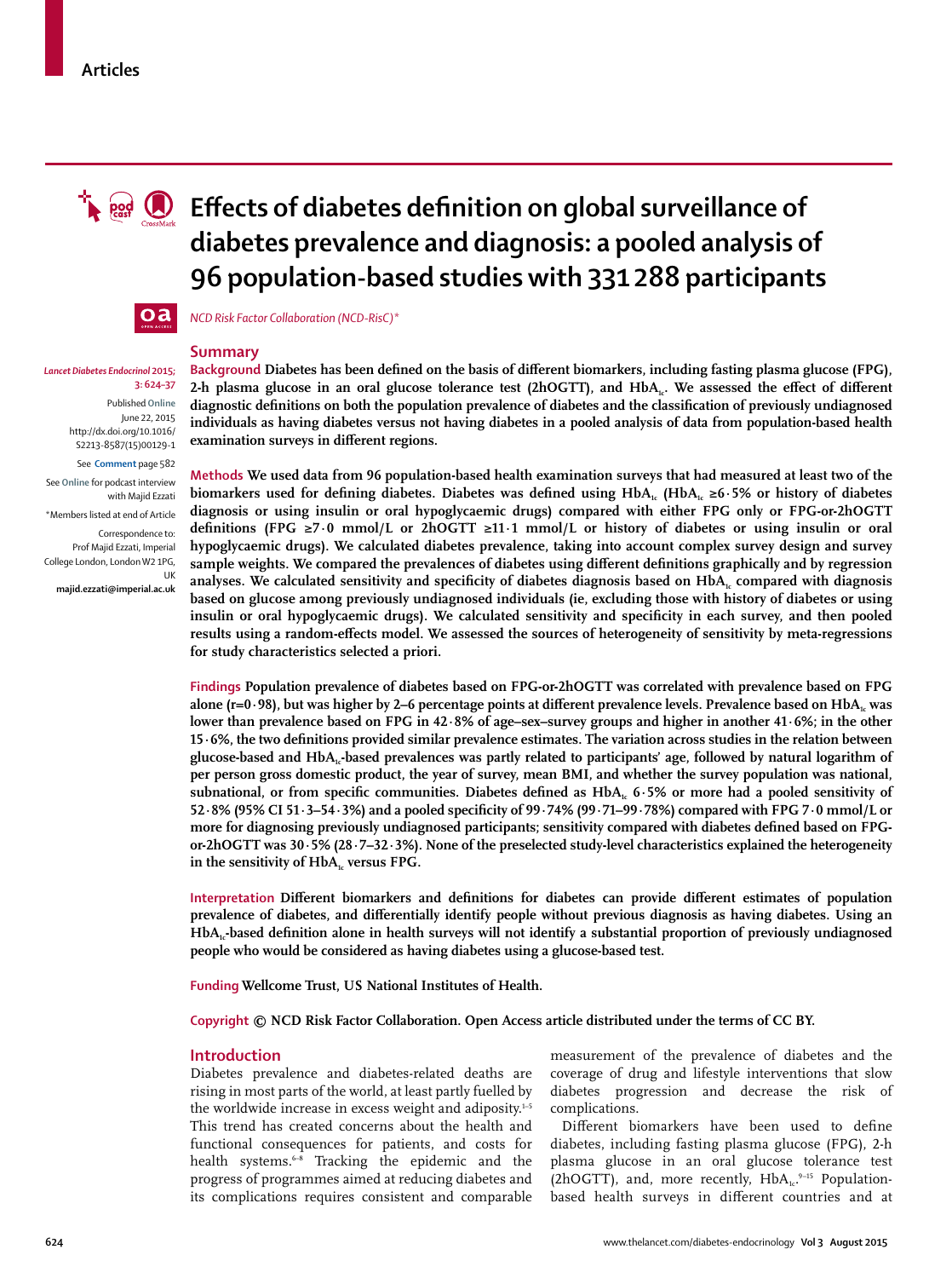# Effects of diabetes definition on global surveillance of diabetes prevalence and diagnosis: a pooled analysis of 96 population-based studies with 331 288 participants

*NCD Risk Factor Collaboration (NCD-RisC)\**

*Lancet Diabetes Endocrinol* 2015; 3: 624–37

Published Online June 22, 2015 http://dx.doi.org/10.1016/S2213-8587(15)00129-1

See **Comment** page 582

See **Online** for podcast interview with Majid Ezzati

\*Members listed at end of Article

Correspondence to: Prof Majid Ezzati, Imperial College London, London W2 1PG, UK **majid.ezzati@imperial.ac.uk**

## Summary

**Background** Diabetes has been defined on the basis of different biomarkers, including fasting plasma glucose (FPG), 2-h plasma glucose in an oral glucose tolerance test (2hOGTT), and $HbA_{1c}$. We assessed the effect of different diagnostic definitions on both the population prevalence of diabetes and the classification of previously undiagnosed individuals as having diabetes versus not having diabetes in a pooled analysis of data from population-based health examination surveys in different regions.

**Methods** We used data from 96 population-based health examination surveys that had measured at least two of the biomarkers used for defining diabetes. Diabetes was defined using $HbA_{1c}$ ($HbA_{1c}$ ≥6·5% or history of diabetes diagnosis or using insulin or oral hypoglycaemic drugs) compared with either FPG only or FPG-or-2hOGTT definitions (FPG ≥7·0 mmol/L or 2hOGTT ≥11·1 mmol/L or history of diabetes or using insulin or oral hypoglycaemic drugs). We calculated diabetes prevalence, taking into account complex survey design and survey sample weights. We compared the prevalences of diabetes using different definitions graphically and by regression analyses. We calculated sensitivity and specificity of diabetes diagnosis based on $HbA_{1c}$ compared with diagnosis based on glucose among previously undiagnosed individuals (ie, excluding those with history of diabetes or using insulin or oral hypoglycaemic drugs). We calculated sensitivity and specificity in each survey, and then pooled results using a random-effects model. We assessed the sources of heterogeneity of sensitivity by meta-regressions for study characteristics selected a priori.

**Findings** Population prevalence of diabetes based on FPG-or-2hOGTT was correlated with prevalence based on FPG alone (r=0·98), but was higher by 2–6 percentage points at different prevalence levels. Prevalence based on $HbA_{1c}$ was lower than prevalence based on FPG in 42·8% of age–sex–survey groups and higher in another 41·6%; in the other 15·6%, the two definitions provided similar prevalence estimates. The variation across studies in the relation between glucose-based and $HbA_{1c}$-based prevalences was partly related to participants' age, followed by natural logarithm of per person gross domestic product, the year of survey, mean BMI, and whether the survey population was national, subnational, or from specific communities. Diabetes defined as $HbA_{1c}$ 6·5% or more had a pooled sensitivity of 52·8% (95% CI 51·3–54·3%) and a pooled specificity of 99·74% (99·71–99·78%) compared with FPG 7·0 mmol/L or more for diagnosing previously undiagnosed participants; sensitivity compared with diabetes defined based on FPG-or-2hOGTT was 30·5% (28·7–32·3%). None of the preselected study-level characteristics explained the heterogeneity in the sensitivity of $HbA_{1c}$ versus FPG.

**Interpretation** Different biomarkers and definitions for diabetes can provide different estimates of population prevalence of diabetes, and differentially identify people without previous diagnosis as having diabetes. Using an $HbA_{1c}$-based definition alone in health surveys will not identify a substantial proportion of previously undiagnosed people who would be considered as having diabetes using a glucose-based test.

**Funding** Wellcome Trust, US National Institutes of Health.

**Copyright** © NCD Risk Factor Collaboration. Open Access article distributed under the terms of CC BY.

## Introduction

Diabetes prevalence and diabetes-related deaths are rising in most parts of the world, at least partly fuelled by the worldwide increase in excess weight and adiposity.[1–5] This trend has created concerns about the health and functional consequences for patients, and costs for health systems.[6–8] Tracking the epidemic and the progress of programmes aimed at reducing diabetes and its complications requires consistent and comparable measurement of the prevalence of diabetes and the coverage of drug and lifestyle interventions that slow diabetes progression and decrease the risk of complications.

Different biomarkers have been used to define diabetes, including fasting plasma glucose (FPG), 2-h plasma glucose in an oral glucose tolerance test (2hOGTT), and, more recently, $HbA_{1c}$.[9–15] Population-based health surveys in different countries and at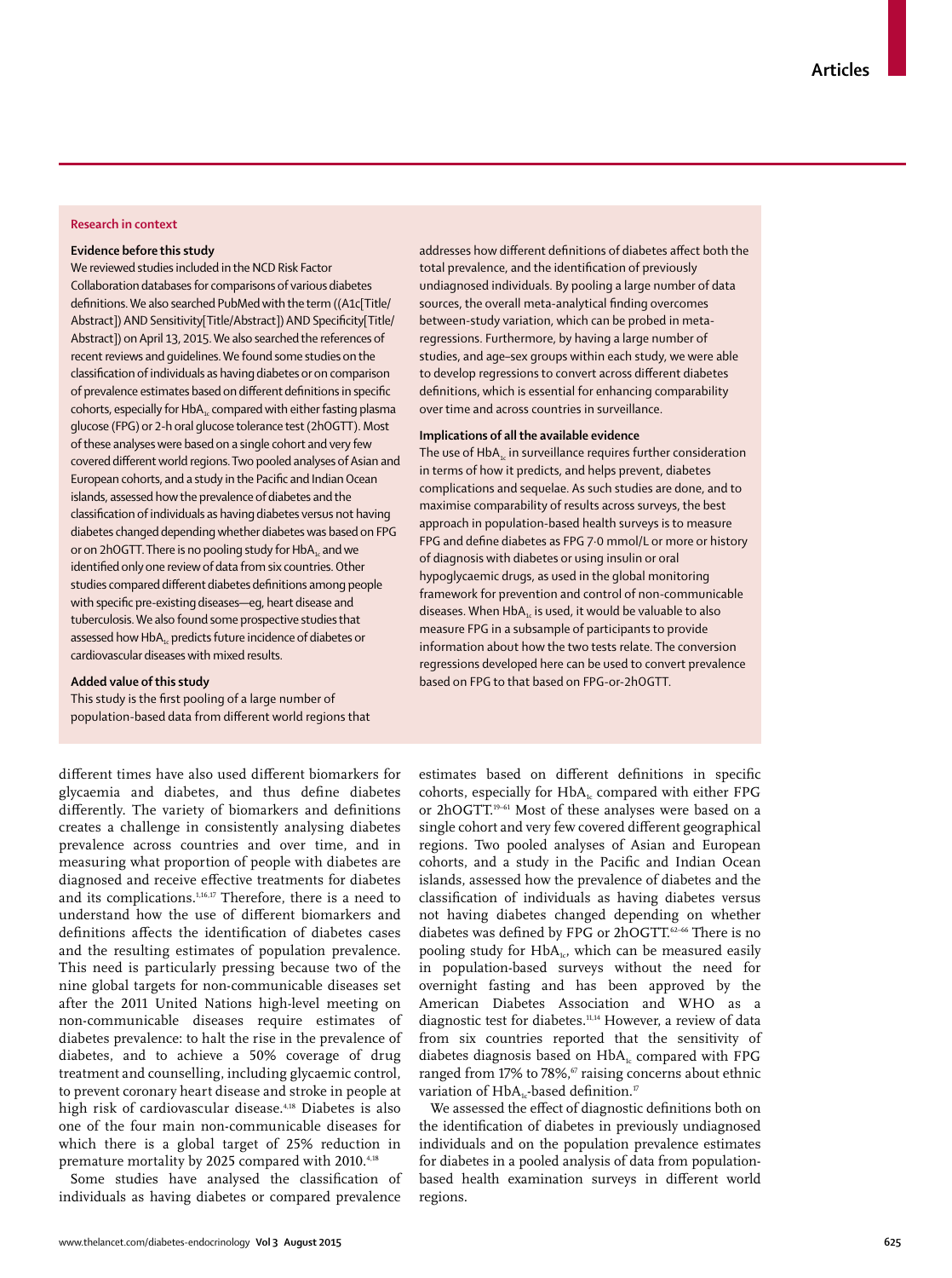## Research in context

### Evidence before this study

We reviewed studies included in the NCD Risk Factor Collaboration databases for comparisons of various diabetes definitions. We also searched PubMed with the term ((A1c[Title/Abstract]) AND Sensitivity[Title/Abstract]) AND Specificity[Title/Abstract]) on April 13, 2015. We also searched the references of recent reviews and guidelines. We found some studies on the classification of individuals as having diabetes or on comparison of prevalence estimates based on different definitions in specific cohorts, especially for $HbA_{1c}$ compared with either fasting plasma glucose (FPG) or 2-h oral glucose tolerance test (2hOGTT). Most of these analyses were based on a single cohort and very few covered different world regions. Two pooled analyses of Asian and European cohorts, and a study in the Pacific and Indian Ocean islands, assessed how the prevalence of diabetes and the classification of individuals as having diabetes versus not having diabetes changed depending whether diabetes was based on FPG or on 2hOGTT. There is no pooling study for $HbA_{1c}$ and we identified only one review of data from six countries. Other studies compared different diabetes definitions among people with specific pre-existing diseases—eg, heart disease and tuberculosis. We also found some prospective studies that assessed how $HbA_{1c}$ predicts future incidence of diabetes or cardiovascular diseases with mixed results.

### Added value of this study

This study is the first pooling of a large number of population-based data from different world regions that addresses how different definitions of diabetes affect both the total prevalence, and the identification of previously undiagnosed individuals. By pooling a large number of data sources, the overall meta-analytical finding overcomes between-study variation, which can be probed in meta-regressions. Furthermore, by having a large number of studies, and age–sex groups within each study, we were able to develop regressions to convert across different diabetes definitions, which is essential for enhancing comparability over time and across countries in surveillance.

### Implications of all the available evidence

The use of $HbA_{1c}$ in surveillance requires further consideration in terms of how it predicts, and helps prevent, diabetes complications and sequelae. As such studies are done, and to maximise comparability of results across surveys, the best approach in population-based health surveys is to measure FPG and define diabetes as FPG 7·0 mmol/L or more or history of diagnosis with diabetes or using insulin or oral hypoglycaemic drugs, as used in the global monitoring framework for prevention and control of non-communicable diseases. When $HbA_{1c}$ is used, it would be valuable to also measure FPG in a subsample of participants to provide information about how the two tests relate. The conversion regressions developed here can be used to convert prevalence based on FPG to that based on FPG-or-2hOGTT.

different times have also used different biomarkers for glycaemia and diabetes, and thus define diabetes differently. The variety of biomarkers and definitions creates a challenge in consistently analysing diabetes prevalence across countries and over time, and in measuring what proportion of people with diabetes are diagnosed and receive effective treatments for diabetes and its complications.[1,16,17] Therefore, there is a need to understand how the use of different biomarkers and definitions affects the identification of diabetes cases and the resulting estimates of population prevalence. This need is particularly pressing because two of the nine global targets for non-communicable diseases set after the 2011 United Nations high-level meeting on non-communicable diseases require estimates of diabetes prevalence: to halt the rise in the prevalence of diabetes, and to achieve a 50% coverage of drug treatment and counselling, including glycaemic control, to prevent coronary heart disease and stroke in people at high risk of cardiovascular disease.[4,18] Diabetes is also one of the four main non-communicable diseases for which there is a global target of 25% reduction in premature mortality by 2025 compared with 2010.[4,18]

Some studies have analysed the classification of individuals as having diabetes or compared prevalence estimates based on different definitions in specific cohorts, especially for $HbA_{1c}$ compared with either FPG or 2hOGTT.[19–61] Most of these analyses were based on a single cohort and very few covered different geographical regions. Two pooled analyses of Asian and European cohorts, and a study in the Pacific and Indian Ocean islands, assessed how the prevalence of diabetes and the classification of individuals as having diabetes versus not having diabetes changed depending on whether diabetes was defined by FPG or 2hOGTT.[62–66] There is no pooling study for $HbA_{1c}$, which can be measured easily in population-based surveys without the need for overnight fasting and has been approved by the American Diabetes Association and WHO as a diagnostic test for diabetes.[11,14] However, a review of data from six countries reported that the sensitivity of diabetes diagnosis based on $HbA_{1c}$ compared with FPG ranged from 17% to 78%,[67] raising concerns about ethnic variation of $HbA_{1c}$-based definition.[17]

We assessed the effect of diagnostic definitions both on the identification of diabetes in previously undiagnosed individuals and on the population prevalence estimates for diabetes in a pooled analysis of data from population-based health examination surveys in different world regions.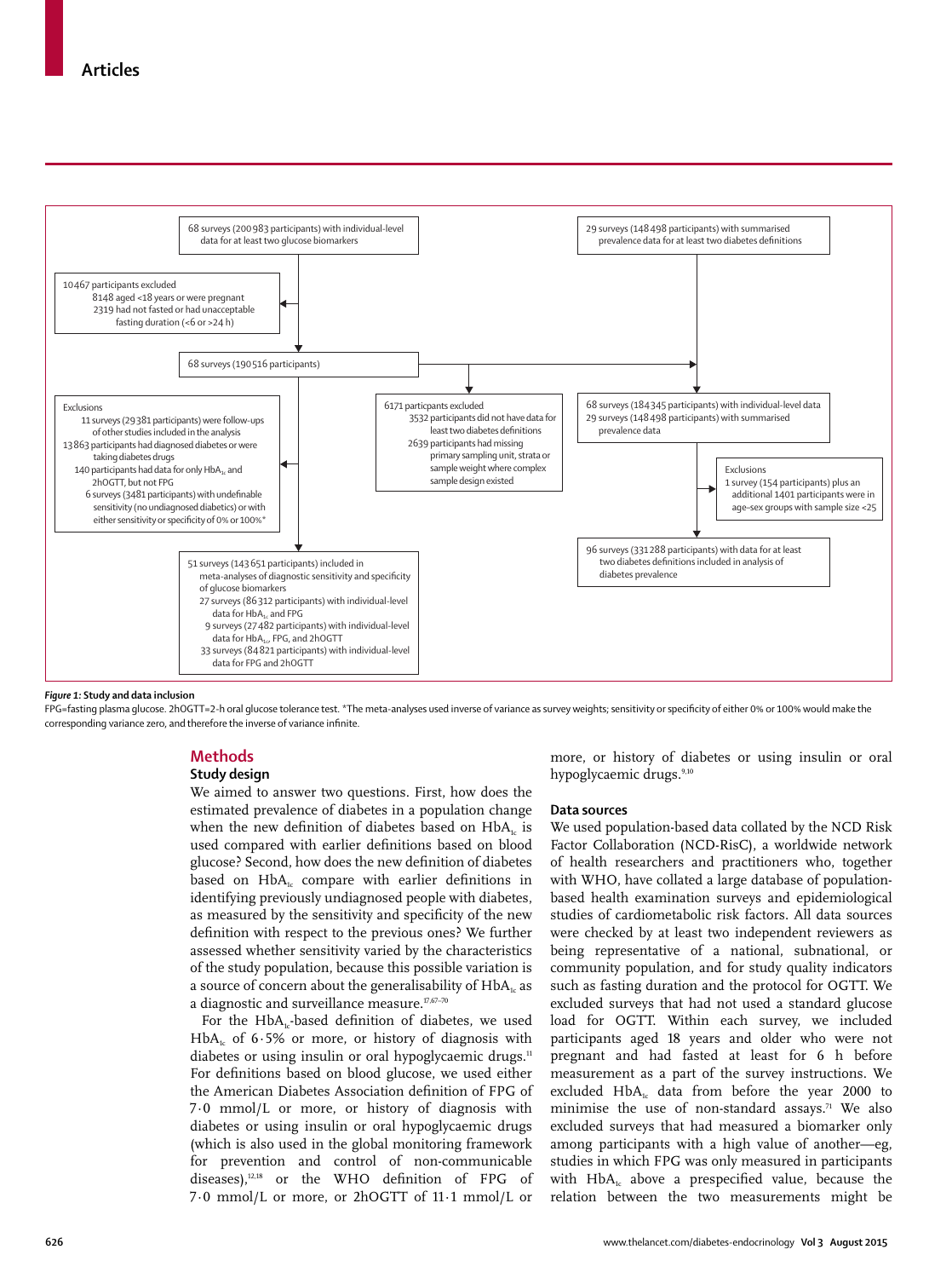68 surveys (200 983 participants) with individual-level data for at least two glucose biomarkers

29 surveys (148 498 participants) with summarised prevalence data for at least two diabetes definitions

10 467 participants excluded
- 8148 aged <18 years or were pregnant
- 2319 had not fasted or had unacceptable fasting duration (<6 or >24 h)

68 surveys (190 516 participants)

Exclusions
- 11 surveys (29 381 participants) were follow-ups of other studies included in the analysis
- 13 863 participants had diagnosed diabetes or were taking diabetes drugs
- 140 participants had data for only $HbA_{1c}$ and 2hOGTT, but not FPG
- 6 surveys (3481 participants) with undefinable sensitivity (no undiagnosed diabetics) or with either sensitivity or specificity of 0% or 100%*

6171 particpants excluded
- 3532 participants did not have data for least two diabetes definitions
- 2639 participants had missing primary sampling unit, strata or sample weight where complex sample design existed

68 surveys (184 345 participants) with individual-level data
29 surveys (148 498 participants) with summarised prevalence data

Exclusions
1 survey (154 participants) plus an additional 1401 participants were in age-sex groups with sample size <25

51 surveys (143 651 participants) included in meta-analyses of diagnostic sensitivity and specificity of glucose biomarkers
- 27 surveys (86 312 participants) with individual-level data for $HbA_{1c}$ and FPG
- 9 surveys (27 482 participants) with individual-level data for $HbA_{1c}$, FPG, and 2hOGTT
- 33 surveys (84 821 participants) with individual-level data for FPG and 2hOGTT

96 surveys (331 288 participants) with data for at least two diabetes definitions included in analysis of diabetes prevalence

***Figure 1:* Study and data inclusion**

FPG=fasting plasma glucose. 2hOGTT=2-h oral glucose tolerance test. *The meta-analyses used inverse of variance as survey weights; sensitivity or specificity of either 0% or 100% would make the corresponding variance zero, and therefore the inverse of variance infinite.

## Methods

### Study design

We aimed to answer two questions. First, how does the estimated prevalence of diabetes in a population change when the new definition of diabetes based on $HbA_{1c}$ is used compared with earlier definitions based on blood glucose? Second, how does the new definition of diabetes based on $HbA_{1c}$ compare with earlier definitions in identifying previously undiagnosed people with diabetes, as measured by the sensitivity and specificity of the new definition with respect to the previous ones? We further assessed whether sensitivity varied by the characteristics of the study population, because this possible variation is a source of concern about the generalisability of $HbA_{1c}$ as a diagnostic and surveillance measure.[17,67–70]

For the $HbA_{1c}$-based definition of diabetes, we used $HbA_{1c}$ of 6·5% or more, or history of diagnosis with diabetes or using insulin or oral hypoglycaemic drugs.[11] For definitions based on blood glucose, we used either the American Diabetes Association definition of FPG of 7·0 mmol/L or more, or history of diagnosis with diabetes or using insulin or oral hypoglycaemic drugs (which is also used in the global monitoring framework for prevention and control of non-communicable diseases),[12,18] or the WHO definition of FPG of 7·0 mmol/L or more, or 2hOGTT of 11·1 mmol/L or more, or history of diabetes or using insulin or oral hypoglycaemic drugs.[9,10]

### Data sources

We used population-based data collated by the NCD Risk Factor Collaboration (NCD-RisC), a worldwide network of health researchers and practitioners who, together with WHO, have collated a large database of population-based health examination surveys and epidemiological studies of cardiometabolic risk factors. All data sources were checked by at least two independent reviewers as being representative of a national, subnational, or community population, and for study quality indicators such as fasting duration and the protocol for OGTT. We excluded surveys that had not used a standard glucose load for OGTT. Within each survey, we included participants aged 18 years and older who were not pregnant and had fasted at least for 6 h before measurement as a part of the survey instructions. We excluded $HbA_{1c}$ data from before the year 2000 to minimise the use of non-standard assays.[71] We also excluded surveys that had measured a biomarker only among participants with a high value of another—eg, studies in which FPG was only measured in participants with $HbA_{1c}$ above a prespecified value, because the relation between the two measurements might be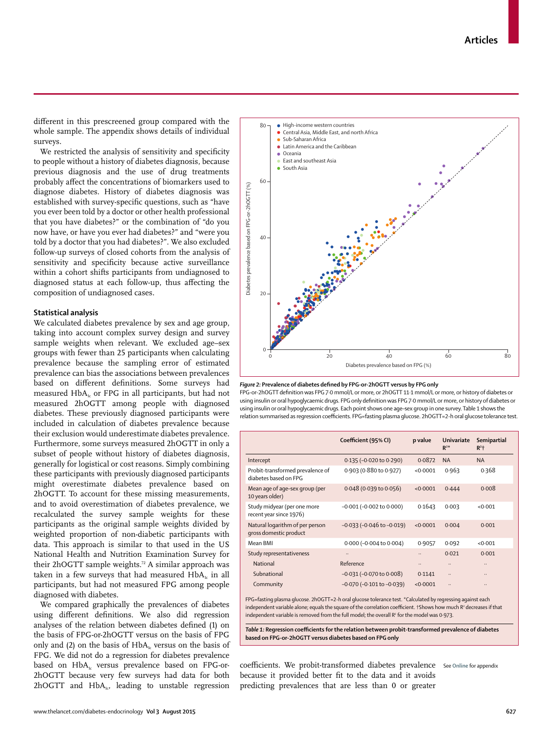different in this prescreened group compared with the whole sample. The appendix shows details of individual surveys.

We restricted the analysis of sensitivity and specificity to people without a history of diabetes diagnosis, because previous diagnosis and the use of drug treatments probably affect the concentrations of biomarkers used to diagnose diabetes. History of diabetes diagnosis was established with survey-specific questions, such as "have you ever been told by a doctor or other health professional that you have diabetes?" or the combination of "do you now have, or have you ever had diabetes?" and "were you told by a doctor that you had diabetes?". We also excluded follow-up surveys of closed cohorts from the analysis of sensitivity and specificity because active surveillance within a cohort shifts participants from undiagnosed to diagnosed status at each follow-up, thus affecting the composition of undiagnosed cases.

### Statistical analysis

We calculated diabetes prevalence by sex and age group, taking into account complex survey design and survey sample weights when relevant. We excluded age–sex groups with fewer than 25 participants when calculating prevalence because the sampling error of estimated prevalence can bias the associations between prevalences based on different definitions. Some surveys had measured $HbA_{1c}$ or FPG in all participants, but had not measured 2hOGTT among people with diagnosed diabetes. These previously diagnosed participants were included in calculation of diabetes prevalence because their exclusion would underestimate diabetes prevalence. Furthermore, some surveys measured 2hOGTT in only a subset of people without history of diabetes diagnosis, generally for logistical or cost reasons. Simply combining these participants with previously diagnosed participants might overestimate diabetes prevalence based on 2hOGTT. To account for these missing measurements, and to avoid overestimation of diabetes prevalence, we recalculated the survey sample weights for these participants as the original sample weights divided by weighted proportion of non-diabetic participants with data. This approach is similar to that used in the US National Health and Nutrition Examination Survey for their 2hOGTT sample weights.[72] A similar approach was taken in a few surveys that had measured $HbA_{1c}$ in all participants, but had not measured FPG among people diagnosed with diabetes.

We compared graphically the prevalences of diabetes using different definitions. We also did regression analyses of the relation between diabetes defined (1) on the basis of FPG-or-2hOGTT versus on the basis of FPG only and (2) on the basis of $HbA_{1c}$ versus on the basis of FPG. We did not do a regression for diabetes prevalence based on $HbA_{1c}$ versus prevalence based on FPG-or-2hOGTT because very few surveys had data for both 2hOGTT and $HbA_{1c}$, leading to unstable regression coefficients. We probit-transformed diabetes prevalence because it provided better fit to the data and it avoids predicting prevalences that are less than 0 or greater

**Figure 2: Prevalence of diabetes defined by FPG-or-2hOGTT versus by FPG only**
FPG-or-2hOGTT definition was FPG 7·0 mmol/L or more, or 2hOGTT 11·1 mmol/L or more, or history of diabetes or using insulin or oral hypoglycaemic drugs. FPG only definition was FPG 7·0 mmol/L or more, or history of diabetes or using insulin or oral hypoglycaemic drugs. Each point shows one age–sex group in one survey. Table 1 shows the relation summarised as regression coefficients. FPG=fasting plasma glucose. 2hOGTT=2-h oral glucose tolerance test.

| | Coefficient (95% CI) | p value | Univariate $R^2$* | Semipartial $R^2$† |
|---|---|---|---|---|
| Intercept | 0·135 (−0·020 to 0·290) | 0·0872 | NA | NA |
| Probit-transformed prevalence of diabetes based on FPG | 0·903 (0·880 to 0·927) | <0·0001 | 0·963 | 0·368 |
| Mean age of age–sex group (per 10 years older) | 0·048 (0·039 to 0·056) | <0·0001 | 0·444 | 0·008 |
| Study midyear (per one more recent year since 1976) | −0·001 (−0·002 to 0·000) | 0·1643 | 0·003 | <0·001 |
| Natural logarithm of per person gross domestic product | −0·033 (−0·046 to −0·019) | <0·0001 | 0·004 | 0·001 |
| Mean BMI | 0·000 (−0·004 to 0·004) | 0·9057 | 0·092 | <0·001 |
| Study representativeness | .. | .. | 0·021 | 0·001 |
| National | Reference | .. | .. | .. |
| Subnational | −0·031 (−0·070 to 0·008) | 0·1141 | .. | .. |
| Community | −0·070 (−0·101 to −0·039) | <0·0001 | .. | .. |

FPG=fasting plasma glucose. 2hOGTT=2-h oral glucose tolerance test. *Calculated by regressing against each independent variable alone; equals the square of the correlation coefficient. †Shows how much $R^2$ decreases if that independent variable is removed from the full model; the overall $R^2$ for the model was 0·973.

**Table 1: Regression coefficients for the relation between probit-transformed prevalence of diabetes based on FPG-or-2hOGTT versus diabetes based on FPG only**

See Online for appendix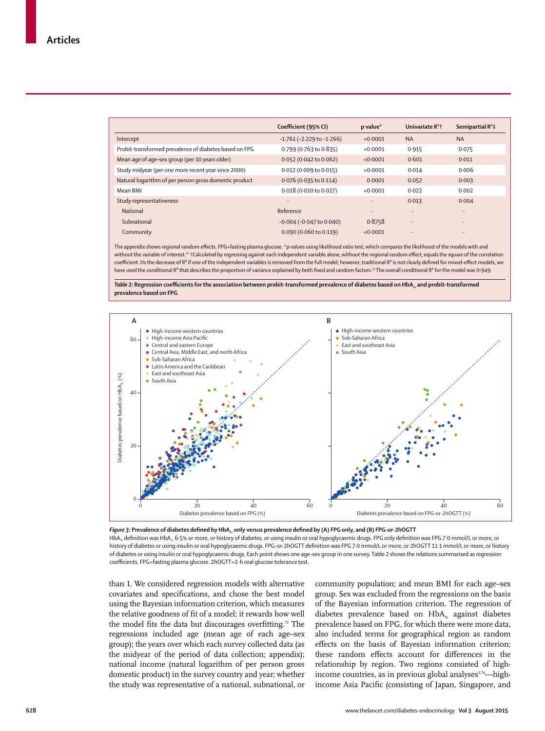| | Coefficient (95% CI) | p value* | Univariate $R^2$† | Semipartial $R^2$‡ |
|---|---|---|---|---|
| Intercept | −1·761 (−2·229 to −1·266) | <0·0001 | NA | NA |
| Probit-transformed prevalence of diabetes based on FPG | 0·799 (0·763 to 0·835) | <0·0001 | 0·915 | 0·075 |
| Mean age of age–sex group (per 10 years older) | 0·052 (0·042 to 0·062) | <0·0001 | 0·601 | 0·011 |
| Study midyear (per one more recent year since 2000) | 0·012 (0·009 to 0·015) | <0·0001 | 0·014 | 0·006 |
| Natural logarithm of per person gross domestic product | 0·076 (0·035 to 0·114) | 0·0001 | 0·052 | 0·003 |
| Mean BMI | 0·018 (0·010 to 0·027) | <0·0001 | 0·022 | 0·002 |
| Study representativeness | .. | .. | 0·013 | 0·004 |
| National | Reference | .. | .. | .. |
| Subnational | −0·004 (−0·047 to 0·040) | 0·8758 | .. | .. |
| Community | 0·090 (0·060 to 0·119) | <0·0001 | .. | .. |

The appendix shows regional random effects. FPG=fasting plasma glucose. *p values using likelihood ratio test, which compares the likelihood of the models with and without the variable of interest.[78] †Calculated by regressing against each independent variable alone, without the regional random effect; equals the square of the correlation coefficient. ‡Is the decrease of $R^2$ if one of the independent variables is removed from the full model; however, traditional $R^2$ is not clearly defined for mixed-effect models, we have used the conditional $R^2$ that describes the proportion of variance explained by both fixed and random factors.[79] The overall conditional $R^2$ for the model was 0·949.

***Table 2:*** **Regression coefficients for the association between probit-transformed prevalence of diabetes based on $HbA_{1c}$ and probit-transformed prevalence based on FPG**

***Figure 3:*** **Prevalence of diabetes defined by $HbA_{1c}$ only versus prevalence defined by (A) FPG only, and (B) FPG-or-2hOGTT**

$HbA_{1c}$ definition was $HbA_{1c}$ 6·5% or more, or history of diabetes, or using insulin or oral hypoglycaemic drugs. FPG only definition was FPG 7·0 mmol/L or more, or history of diabetes or using insulin or oral hypoglycaemic drugs. FPG-or-2hOGTT definition was FPG 7·0 mmol/L or more, or 2hOGTT 11·1 mmol/L or more, or history of diabetes or using insulin or oral hypoglycaemic drugs. Each point shows one age–sex group in one survey. Table 2 shows the relations summarised as regression coefficients. FPG=fasting plasma glucose. 2hOGTT=2-h oral glucose tolerance test.

than 1. We considered regression models with alternative covariates and specifications, and chose the best model using the Bayesian information criterion, which measures the relative goodness of fit of a model; it rewards how well the model fits the data but discourages overfitting.[73] The regressions included age (mean age of each age–sex group); the years over which each survey collected data (as the midyear of the period of data collection; appendix); national income (natural logarithm of per person gross domestic product) in the survey country and year; whether the study was representative of a national, subnational, or community population; and mean BMI for each age–sex group. Sex was excluded from the regressions on the basis of the Bayesian information criterion. The regression of diabetes prevalence based on $HbA_{1c}$ against diabetes prevalence based on FPG, for which there were more data, also included terms for geographical region as random effects on the basis of Bayesian information criterion; these random effects account for differences in the relationship by region. Two regions consisted of high-income countries, as in previous global analyses[5,74]—high-income Asia Pacific (consisting of Japan, Singapore, and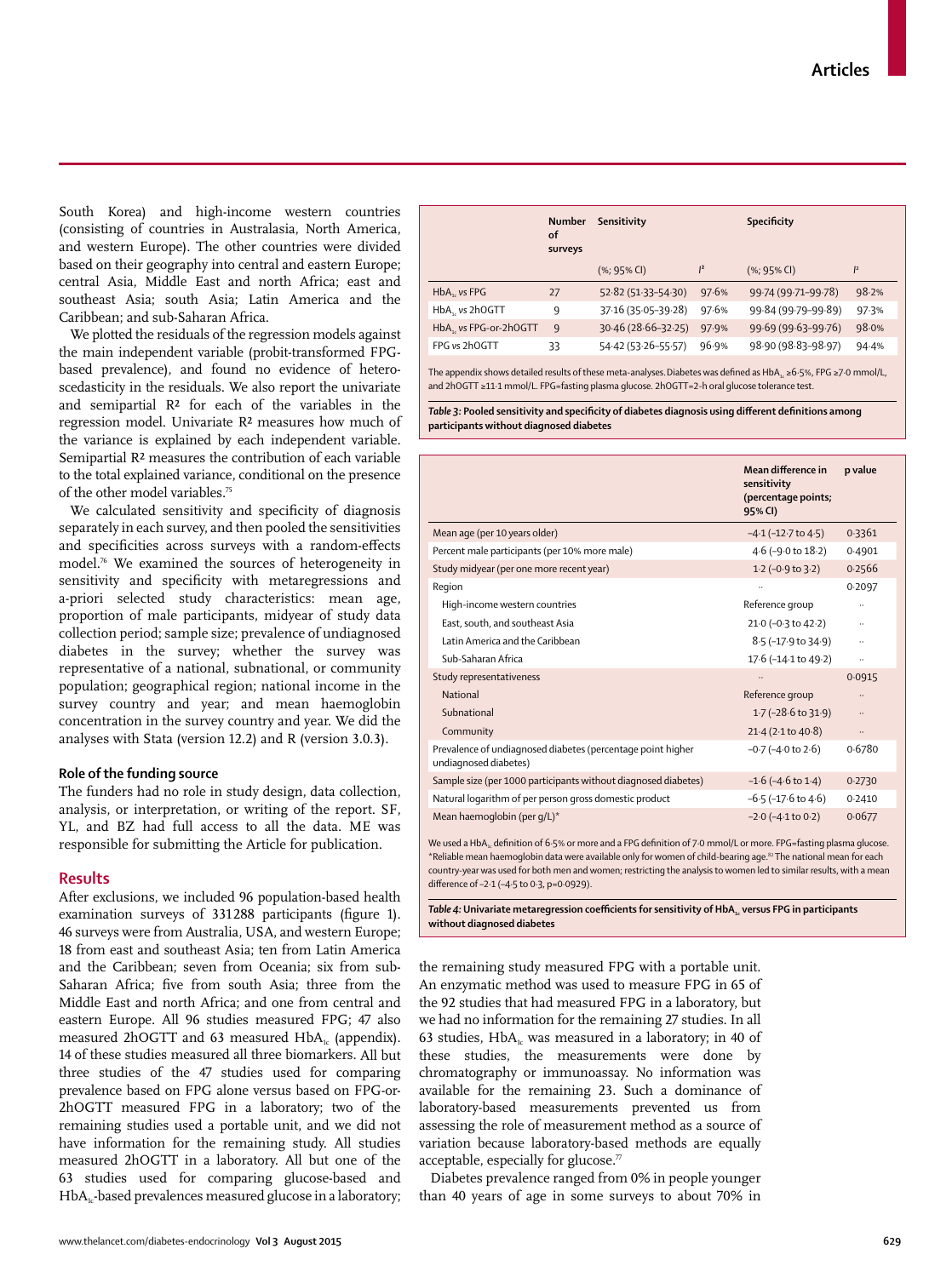South Korea) and high-income western countries (consisting of countries in Australasia, North America, and western Europe). The other countries were divided based on their geography into central and eastern Europe; central Asia, Middle East and north Africa; east and southeast Asia; south Asia; Latin America and the Caribbean; and sub-Saharan Africa.

We plotted the residuals of the regression models against the main independent variable (probit-transformed FPG-based prevalence), and found no evidence of heteroscedasticity in the residuals. We also report the univariate and semipartial $R^2$ for each of the variables in the regression model. Univariate $R^2$ measures how much of the variance is explained by each independent variable. Semipartial $R^2$ measures the contribution of each variable to the total explained variance, conditional on the presence of the other model variables.[75]

We calculated sensitivity and specificity of diagnosis separately in each survey, and then pooled the sensitivities and specificities across surveys with a random-effects model.[76] We examined the sources of heterogeneity in sensitivity and specificity with metaregressions and a-priori selected study characteristics: mean age, proportion of male participants, midyear of study data collection period; sample size; prevalence of undiagnosed diabetes in the survey; whether the survey was representative of a national, subnational, or community population; geographical region; national income in the survey country and year; and mean haemoglobin concentration in the survey country and year. We did the analyses with Stata (version 12.2) and R (version 3.0.3).

### Role of the funding source

The funders had no role in study design, data collection, analysis, or interpretation, or writing of the report. SF, YL, and BZ had full access to all the data. ME was responsible for submitting the Article for publication.

## Results

After exclusions, we included 96 population-based health examination surveys of 331 288 participants (figure 1). 46 surveys were from Australia, USA, and western Europe; 18 from east and southeast Asia; ten from Latin America and the Caribbean; seven from Oceania; six from sub-Saharan Africa; five from south Asia; three from the Middle East and north Africa; and one from central and eastern Europe. All 96 studies measured FPG; 47 also measured 2hOGTT and 63 measured $HbA_{1c}$ (appendix). 14 of these studies measured all three biomarkers. All but three studies of the 47 studies used for comparing prevalence based on FPG alone versus based on FPG-or-2hOGTT measured FPG in a laboratory; two of the remaining studies used a portable unit, and we did not have information for the remaining study. All studies measured 2hOGTT in a laboratory. All but one of the 63 studies used for comparing glucose-based and $HbA_{1c}$-based prevalences measured glucose in a laboratory; the remaining study measured FPG with a portable unit. An enzymatic method was used to measure FPG in 65 of the 92 studies that had measured FPG in a laboratory, but we had no information for the remaining 27 studies. In all 63 studies, $HbA_{1c}$ was measured in a laboratory; in 40 of these studies, the measurements were done by chromatography or immunoassay. No information was available for the remaining 23. Such a dominance of laboratory-based measurements prevented us from assessing the role of measurement method as a source of variation because laboratory-based methods are equally acceptable, especially for glucose.[77]

Diabetes prevalence ranged from 0% in people younger than 40 years of age in some surveys to about 70% in

| | Number of surveys | Sensitivity | | Specificity | |
|---|---|---|---|---|---|
| | | (%; 95% CI) | $I^2$ | (%; 95% CI) | $I^2$ |
| $HbA_{1c}$ vs FPG | 27 | 52·82 (51·33–54·30) | 97·6% | 99·74 (99·71–99·78) | 98·2% |
| $HbA_{1c}$ vs 2hOGTT | 9 | 37·16 (35·05–39·28) | 97·6% | 99·84 (99·79–99·89) | 97·3% |
| $HbA_{1c}$ vs FPG-or-2hOGTT | 9 | 30·46 (28·66–32·25) | 97·9% | 99·69 (99·63–99·76) | 98·0% |
| FPG vs 2hOGTT | 33 | 54·42 (53·26–55·57) | 96·9% | 98·90 (98·83–98·97) | 94·4% |

The appendix shows detailed results of these meta-analyses. Diabetes was defined as $HbA_{1c}$ ≥6·5%, FPG ≥7·0 mmol/L, and 2hOGTT ≥11·1 mmol/L. FPG=fasting plasma glucose. 2hOGTT=2-h oral glucose tolerance test.

*Table 3:* **Pooled sensitivity and specificity of diabetes diagnosis using different definitions among participants without diagnosed diabetes**

| | Mean difference in sensitivity (percentage points; 95% CI) | p value |
|---|---|---|
| Mean age (per 10 years older) | –4·1 (–12·7 to 4·5) | 0·3361 |
| Percent male participants (per 10% more male) | 4·6 (–9·0 to 18·2) | 0·4901 |
| Study midyear (per one more recent year) | 1·2 (–0·9 to 3·2) | 0·2566 |
| Region | .. | 0·2097 |
| High-income western countries | Reference group | .. |
| East, south, and southeast Asia | 21·0 (–0·3 to 42·2) | .. |
| Latin America and the Caribbean | 8·5 (–17·9 to 34·9) | .. |
| Sub-Saharan Africa | 17·6 (–14·1 to 49·2) | .. |
| Study representativeness | .. | 0·0915 |
| National | Reference group | .. |
| Subnational | 1·7 (–28·6 to 31·9) | .. |
| Community | 21·4 (2·1 to 40·8) | .. |
| Prevalence of undiagnosed diabetes (percentage point higher undiagnosed diabetes) | –0·7 (–4·0 to 2·6) | 0·6780 |
| Sample size (per 1000 participants without diagnosed diabetes) | –1·6 (–4·6 to 1·4) | 0·2730 |
| Natural logarithm of per person gross domestic product | –6·5 (–17·6 to 4·6) | 0·2410 |
| Mean haemoglobin (per g/L)* | –2·0 (–4·1 to 0·2) | 0·0677 |

We used a $HbA_{1c}$ definition of 6·5% or more and a FPG definition of 7·0 mmol/L or more. FPG=fasting plasma glucose. *Reliable mean haemoglobin data were available only for women of child-bearing age.[82] The national mean for each country-year was used for both men and women; restricting the analysis to women led to similar results, with a mean difference of –2·1 (–4·5 to 0·3, p=0·0929).

*Table 4:* **Univariate metaregression coefficients for sensitivity of $HbA_{1c}$ versus FPG in participants without diagnosed diabetes**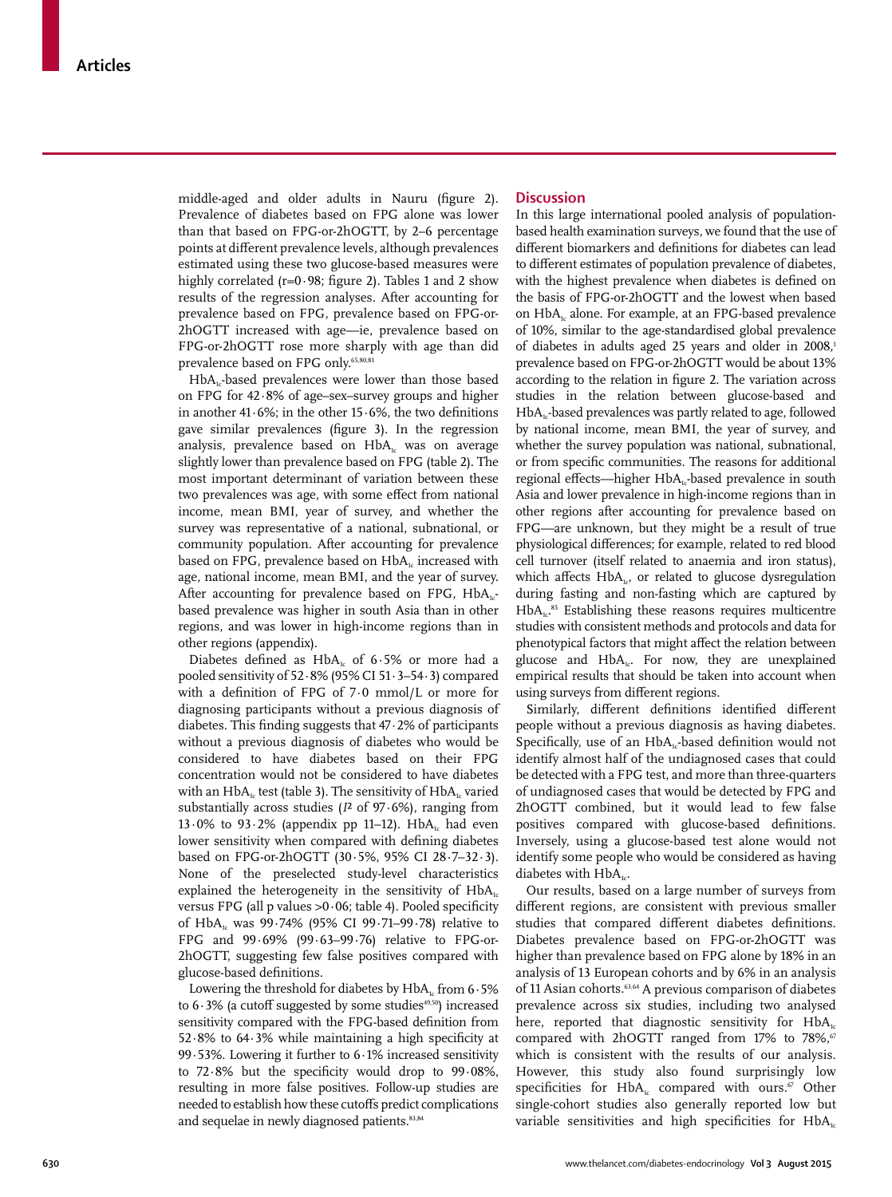middle-aged and older adults in Nauru (figure 2). Prevalence of diabetes based on FPG alone was lower than that based on FPG-or-2hOGTT, by 2–6 percentage points at different prevalence levels, although prevalences estimated using these two glucose-based measures were highly correlated (r=0·98; figure 2). Tables 1 and 2 show results of the regression analyses. After accounting for prevalence based on FPG, prevalence based on FPG-or-2hOGTT increased with age—ie, prevalence based on FPG-or-2hOGTT rose more sharply with age than did prevalence based on FPG only.[65,80,81]

$HbA_{1c}$-based prevalences were lower than those based on FPG for 42·8% of age–sex–survey groups and higher in another 41·6%; in the other 15·6%, the two definitions gave similar prevalences (figure 3). In the regression analysis, prevalence based on $HbA_{1c}$ was on average slightly lower than prevalence based on FPG (table 2). The most important determinant of variation between these two prevalences was age, with some effect from national income, mean BMI, year of survey, and whether the survey was representative of a national, subnational, or community population. After accounting for prevalence based on FPG, prevalence based on $HbA_{1c}$ increased with age, national income, mean BMI, and the year of survey. After accounting for prevalence based on FPG, $HbA_{1c}$-based prevalence was higher in south Asia than in other regions, and was lower in high-income regions than in other regions (appendix).

Diabetes defined as $HbA_{1c}$ of 6·5% or more had a pooled sensitivity of 52·8% (95% CI 51·3–54·3) compared with a definition of FPG of 7·0 mmol/L or more for diagnosing participants without a previous diagnosis of diabetes. This finding suggests that 47·2% of participants without a previous diagnosis of diabetes who would be considered to have diabetes based on their FPG concentration would not be considered to have diabetes with an $HbA_{1c}$ test (table 3). The sensitivity of $HbA_{1c}$ varied substantially across studies ($I^2$ of 97·6%), ranging from 13·0% to 93·2% (appendix pp 11–12). $HbA_{1c}$ had even lower sensitivity when compared with defining diabetes based on FPG-or-2hOGTT (30·5%, 95% CI 28·7–32·3). None of the preselected study-level characteristics explained the heterogeneity in the sensitivity of $HbA_{1c}$ versus FPG (all p values >0·06; table 4). Pooled specificity of $HbA_{1c}$ was 99·74% (95% CI 99·71–99·78) relative to FPG and 99·69% (99·63–99·76) relative to FPG-or-2hOGTT, suggesting few false positives compared with glucose-based definitions.

Lowering the threshold for diabetes by $HbA_{1c}$ from 6·5% to 6·3% (a cutoff suggested by some studies[49,50]) increased sensitivity compared with the FPG-based definition from 52·8% to 64·3% while maintaining a high specificity at 99·53%. Lowering it further to 6·1% increased sensitivity to 72·8% but the specificity would drop to 99·08%, resulting in more false positives. Follow-up studies are needed to establish how these cutoffs predict complications and sequelae in newly diagnosed patients.[83,84]

## Discussion

In this large international pooled analysis of population-based health examination surveys, we found that the use of different biomarkers and definitions for diabetes can lead to different estimates of population prevalence of diabetes, with the highest prevalence when diabetes is defined on the basis of FPG-or-2hOGTT and the lowest when based on $HbA_{1c}$ alone. For example, at an FPG-based prevalence of 10%, similar to the age-standardised global prevalence of diabetes in adults aged 25 years and older in 2008,[1] prevalence based on FPG-or-2hOGTT would be about 13% according to the relation in figure 2. The variation across studies in the relation between glucose-based and $HbA_{1c}$-based prevalences was partly related to age, followed by national income, mean BMI, the year of survey, and whether the survey population was national, subnational, or from specific communities. The reasons for additional regional effects—higher $HbA_{1c}$-based prevalence in south Asia and lower prevalence in high-income regions than in other regions after accounting for prevalence based on FPG—are unknown, but they might be a result of true physiological differences; for example, related to red blood cell turnover (itself related to anaemia and iron status), which affects $HbA_{1c}$, or related to glucose dysregulation during fasting and non-fasting which are captured by $HbA_{1c}$.[85] Establishing these reasons requires multicentre studies with consistent methods and protocols and data for phenotypical factors that might affect the relation between glucose and $HbA_{1c}$. For now, they are unexplained empirical results that should be taken into account when using surveys from different regions.

Similarly, different definitions identified different people without a previous diagnosis as having diabetes. Specifically, use of an $HbA_{1c}$-based definition would not identify almost half of the undiagnosed cases that could be detected with a FPG test, and more than three-quarters of undiagnosed cases that would be detected by FPG and 2hOGTT combined, but it would lead to few false positives compared with glucose-based definitions. Inversely, using a glucose-based test alone would not identify some people who would be considered as having diabetes with $HbA_{1c}$.

Our results, based on a large number of surveys from different regions, are consistent with previous smaller studies that compared different diabetes definitions. Diabetes prevalence based on FPG-or-2hOGTT was higher than prevalence based on FPG alone by 18% in an analysis of 13 European cohorts and by 6% in an analysis of 11 Asian cohorts.[63,64] A previous comparison of diabetes prevalence across six studies, including two analysed here, reported that diagnostic sensitivity for $HbA_{1c}$ compared with 2hOGTT ranged from 17% to 78%,[67] which is consistent with the results of our analysis. However, this study also found surprisingly low specificities for $HbA_{1c}$ compared with ours.[67] Other single-cohort studies also generally reported low but variable sensitivities and high specificities for $HbA_{1c}$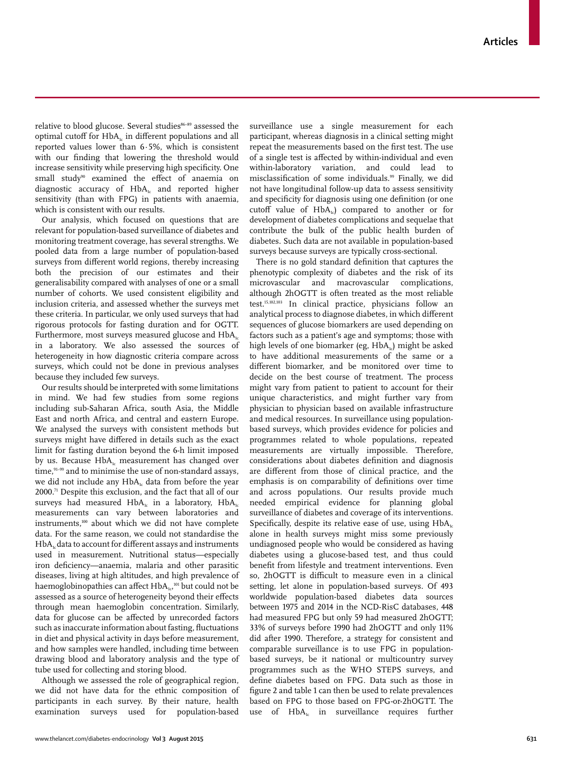relative to blood glucose. Several studies[86–89] assessed the optimal cutoff for $HbA_{1c}$ in different populations and all reported values lower than 6·5%, which is consistent with our finding that lowering the threshold would increase sensitivity while preserving high specificity. One small study[90] examined the effect of anaemia on diagnostic accuracy of $HbA_{1c}$ and reported higher sensitivity (than with FPG) in patients with anaemia, which is consistent with our results.

Our analysis, which focused on questions that are relevant for population-based surveillance of diabetes and monitoring treatment coverage, has several strengths. We pooled data from a large number of population-based surveys from different world regions, thereby increasing both the precision of our estimates and their generalisability compared with analyses of one or a small number of cohorts. We used consistent eligibility and inclusion criteria, and assessed whether the surveys met these criteria. In particular, we only used surveys that had rigorous protocols for fasting duration and for OGTT. Furthermore, most surveys measured glucose and $HbA_{1c}$ in a laboratory. We also assessed the sources of heterogeneity in how diagnostic criteria compare across surveys, which could not be done in previous analyses because they included few surveys.

Our results should be interpreted with some limitations in mind. We had few studies from some regions including sub-Saharan Africa, south Asia, the Middle East and north Africa, and central and eastern Europe. We analysed the surveys with consistent methods but surveys might have differed in details such as the exact limit for fasting duration beyond the 6-h limit imposed by us. Because $HbA_{1c}$ measurement has changed over time,[91–99] and to minimise the use of non-standard assays, we did not include any $HbA_{1c}$ data from before the year 2000.[71] Despite this exclusion, and the fact that all of our surveys had measured $HbA_{1c}$ in a laboratory, $HbA_{1c}$ measurements can vary between laboratories and instruments,[100] about which we did not have complete data. For the same reason, we could not standardise the $HbA_{1c}$ data to account for different assays and instruments used in measurement. Nutritional status—especially iron deficiency—anaemia, malaria and other parasitic diseases, living at high altitudes, and high prevalence of haemoglobinopathies can affect $HbA_{1c}$,[101] but could not be assessed as a source of heterogeneity beyond their effects through mean haemoglobin concentration. Similarly, data for glucose can be affected by unrecorded factors such as inaccurate information about fasting, fluctuations in diet and physical activity in days before measurement, and how samples were handled, including time between drawing blood and laboratory analysis and the type of tube used for collecting and storing blood.

Although we assessed the role of geographical region, we did not have data for the ethnic composition of participants in each survey. By their nature, health examination surveys used for population-based surveillance use a single measurement for each participant, whereas diagnosis in a clinical setting might repeat the measurements based on the first test. The use of a single test is affected by within-individual and even within-laboratory variation, and could lead to misclassification of some individuals.[99] Finally, we did not have longitudinal follow-up data to assess sensitivity and specificity for diagnosis using one definition (or one cutoff value of $HbA_{1c}$) compared to another or for development of diabetes complications and sequelae that contribute the bulk of the public health burden of diabetes. Such data are not available in population-based surveys because surveys are typically cross-sectional.

There is no gold standard definition that captures the phenotypic complexity of diabetes and the risk of its microvascular and macrovascular complications, although 2hOGTT is often treated as the most reliable test.[15,102,103] In clinical practice, physicians follow an analytical process to diagnose diabetes, in which different sequences of glucose biomarkers are used depending on factors such as a patient's age and symptoms; those with high levels of one biomarker (eg, $HbA_{1c}$) might be asked to have additional measurements of the same or a different biomarker, and be monitored over time to decide on the best course of treatment. The process might vary from patient to patient to account for their unique characteristics, and might further vary from physician to physician based on available infrastructure and medical resources. In surveillance using population-based surveys, which provides evidence for policies and programmes related to whole populations, repeated measurements are virtually impossible. Therefore, considerations about diabetes definition and diagnosis are different from those of clinical practice, and the emphasis is on comparability of definitions over time and across populations. Our results provide much needed empirical evidence for planning global surveillance of diabetes and coverage of its interventions. Specifically, despite its relative ease of use, using $HbA_{1c}$ alone in health surveys might miss some previously undiagnosed people who would be considered as having diabetes using a glucose-based test, and thus could benefit from lifestyle and treatment interventions. Even so, 2hOGTT is difficult to measure even in a clinical setting, let alone in population-based surveys. Of 493 worldwide population-based diabetes data sources between 1975 and 2014 in the NCD-RisC databases, 448 had measured FPG but only 59 had measured 2hOGTT; 33% of surveys before 1990 had 2hOGTT and only 11% did after 1990. Therefore, a strategy for consistent and comparable surveillance is to use FPG in population-based surveys, be it national or multicountry survey programmes such as the WHO STEPS surveys, and define diabetes based on FPG. Data such as those in figure 2 and table 1 can then be used to relate prevalences based on FPG to those based on FPG-or-2hOGTT. The use of $HbA_{1c}$ in surveillance requires further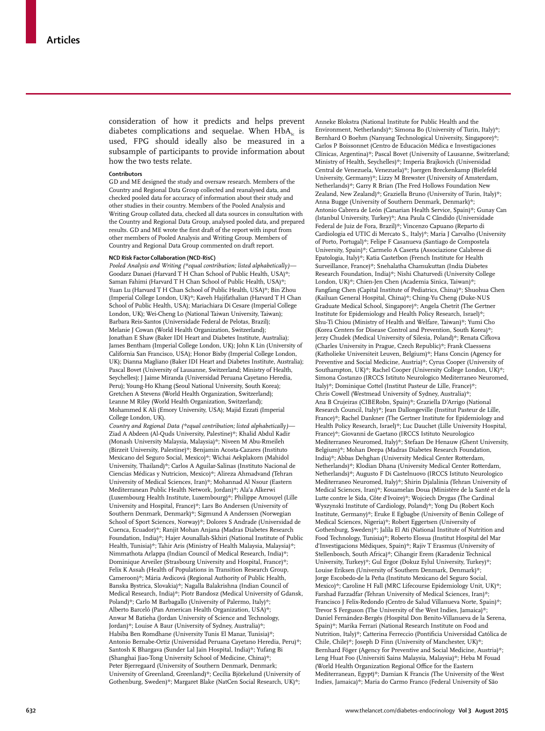consideration of how it predicts and helps prevent diabetes complications and sequelae. When $HbA_{1c}$ is used, FPG should ideally also be measured in a subsample of participants to provide information about how the two tests relate.

### Contributors

GD and ME designed the study and oversaw research. Members of the Country and Regional Data Group collected and reanalysed data, and checked pooled data for accuracy of information about their study and other studies in their country. Members of the Pooled Analysis and Writing Group collated data, checked all data sources in consultation with the Country and Regional Data Group, analysed pooled data, and prepared results. GD and ME wrote the first draft of the report with input from other members of Pooled Analysis and Writing Group. Members of Country and Regional Data Group commented on draft report.

### NCD Risk Factor Collaboration (NCD-RisC)

*Pooled Analysis and Writing (\*equal contribution; listed alphabetically)*— Goodarz Danaei (Harvard T H Chan School of Public Health, USA)*; Saman Fahimi (Harvard T H Chan School of Public Health, USA)*; Yuan Lu (Harvard T H Chan School of Public Health, USA)*; Bin Zhou (Imperial College London, UK)*; Kaveh Hajifathalian (Harvard T H Chan School of Public Health, USA); Mariachiara Di Cesare (Imperial College London, UK); Wei-Cheng Lo (National Taiwan University, Taiwan); Barbara Reis-Santos (Universidade Federal de Pelotas, Brazil); Melanie J Cowan (World Health Organization, Switzerland); Jonathan E Shaw (Baker IDI Heart and Diabetes Institute, Australia); James Bentham (Imperial College London, UK); John K Lin (University of California San Francisco, USA); Honor Bixby (Imperial College London, UK); Dianna Magliano (Baker IDI Heart and Diabetes Institute, Australia); Pascal Bovet (University of Lausanne, Switzerland; Ministry of Health, Seychelles); J Jaime Miranda (Universidad Peruana Cayetano Heredia, Peru); Young-Ho Khang (Seoul National University, South Korea); Gretchen A Stevens (World Health Organization, Switzerland); Leanne M Riley (World Health Organization, Switzerland); Mohammed K Ali (Emory University, USA); Majid Ezzati (Imperial College London, UK).

*Country and Regional Data (\*equal contribution; listed alphabetically)*— Ziad A Abdeen (Al-Quds University, Palestine)*; Khalid Abdul Kadir (Monash University Malaysia, Malaysia)*; Niveen M Abu-Rmeileh (Birzeit University, Palestine)*; Benjamin Acosta-Cazares (Instituto Mexicano del Seguro Social, Mexico)*; Wichai Aekplakorn (Mahidol University, Thailand)*; Carlos A Aguilar-Salinas (Instituto Nacional de Ciencias Médicas y Nutricion, Mexico)*; Alireza Ahmadvand (Tehran University of Medical Sciences, Iran)*; Mohannad Al Nsour (Eastern Mediterranean Public Health Network, Jordan)*; Ala'a Alkerwi (Luxembourg Health Institute, Luxembourg)*; Philippe Amouyel (Lille University and Hospital, France)*; Lars Bo Andersen (University of Southern Denmark, Denmark)*; Sigmund A Anderssen (Norwegian School of Sport Sciences, Norway)*; Dolores S Andrade (Universidad de Cuenca, Ecuador)*; Ranjit Mohan Anjana (Madras Diabetes Research Foundation, India)*; Hajer Aounallah-Skhiri (National Institute of Public Health, Tunisia)*; Tahir Aris (Ministry of Health Malaysia, Malaysia)*; Nimmathota Arlappa (Indian Council of Medical Research, India)*; Dominique Arveiler (Strasbourg University and Hospital, France)*; Felix K Assah (Health of Populations in Transition Research Group, Cameroon)*; Mária Avdicová (Regional Authority of Public Health, Banska Bystrica, Slovakia)*; Nagalla Balakrishna (Indian Council of Medical Research, India)*; Piotr Bandosz (Medical University of Gdansk, Poland)*; Carlo M Barbagallo (University of Palermo, Italy)*; Alberto Barceló (Pan American Health Organization, USA)*; Anwar M Batieha (Jordan University of Science and Technology, Jordan)*; Louise A Baur (University of Sydney, Australia)*; Habiba Ben Romdhane (University Tunis El Manar, Tunisia)*; Antonio Bernabe-Ortiz (Universidad Peruana Cayetano Heredia, Peru)*; Santosh K Bhargava (Sunder Lal Jain Hospital, India)*; Yufang Bi (Shanghai Jiao-Tong University School of Medicine, China)*; Peter Bjerregaard (University of Southern Denmark, Denmark; University of Greenland, Greenland)*; Cecilia Björkelund (University of Gothenburg, Sweden)*; Margaret Blake (NatCen Social Research, UK)*; Anneke Blokstra (National Institute for Public Health and the Environment, Netherlands)*; Simona Bo (University of Turin, Italy)*; Bernhard O Boehm (Nanyang Technological University, Singapore)*; Carlos P Boissonnet (Centro de Educación Médica e Investigaciones Clínicas, Argentina)*; Pascal Bovet (University of Lausanne, Switzerland; Ministry of Health, Seychelles)*; Imperia Brajkovich (Universidad Central de Venezuela, Venezuela)*; Juergen Breckenkamp (Bielefeld University, Germany)*; Lizzy M Brewster (University of Amsterdam, Netherlands)*; Garry R Brian (The Fred Hollows Foundation New Zealand, New Zealand)*; Graziella Bruno (University of Turin, Italy)*; Anna Bugge (University of Southern Denmark, Denmark)*; Antonio Cabrera de León (Canarian Health Service, Spain)*; Gunay Can (Istanbul University, Turkey)*; Ana Paula C Cândido (Universidade Federal de Juiz de Fora, Brazil)*; Vincenzo Capuano (Reparto di Cardiologia ed UTIC di Mercato S., Italy)*; Maria J Carvalho (University of Porto, Portugal)*; Felipe F Casanueva (Santiago de Compostela University, Spain)*; Carmelo A Caserta (Associazione Calabrese di Epatologia, Italy)*; Katia Castetbon (French Institute for Health Surveillance, France)*; Snehalatha Chamukuttan (India Diabetes Research Foundation, India)*; Nishi Chaturvedi (University College London, UK)*; Chien-Jen Chen (Academia Sinica, Taiwan)*; Fangfang Chen (Capital Institute of Pediatrics, China)*; Shuohua Chen (Kailuan General Hospital, China)*; Ching-Yu Cheng (Duke-NUS Graduate Medical School, Singapore)*; Angela Chetrit (The Gertner Institute for Epidemiology and Health Policy Research, Israel)*; Shu-Ti Chiou (Ministry of Health and Welfare, Taiwan)*; Yumi Cho (Korea Centers for Disease Control and Prevention, South Korea)*; Jerzy Chudek (Medical University of Silesia, Poland)*; Renata Cifkova (Charles University in Prague, Czech Republic)*; Frank Claessens (Katholieke Universiteit Leuven, Belgium)*; Hans Concin (Agency for Preventive and Social Medicine, Austria)*; Cyrus Cooper (University of Southampton, UK)*; Rachel Cooper (University College London, UK)*; Simona Costanzo (IRCCS Istituto Neurologico Mediterraneo Neuromed, Italy)*; Dominique Cottel (Institut Pasteur de Lille, France)*; Chris Cowell (Westmead University of Sydney, Australia)*; Ana B Crujeiras (CIBERobn, Spain)*; Graziella D'Arrigo (National Research Council, Italy)*; Jean Dallongeville (Institut Pasteur de Lille, France)*; Rachel Dankner (The Gertner Institute for Epidemiology and Health Policy Research, Israel)*; Luc Dauchet (Lille University Hospital, France)*; Giovanni de Gaetano (IRCCS Istituto Neurologico Mediterraneo Neuromed, Italy)*; Stefaan De Henauw (Ghent University, Belgium)*; Mohan Deepa (Madras Diabetes Research Foundation, India)*; Abbas Dehghan (University Medical Center Rotterdam, Netherlands)*; Klodian Dhana (University Medical Center Rotterdam, Netherlands)*; Augusto F Di Castelnuovo (IRCCS Istituto Neurologico Mediterraneo Neuromed, Italy)*; Shirin Djalalinia (Tehran University of Medical Sciences, Iran)*; Kouamelan Doua (Ministère de la Santé et de la Lutte contre le Sida, Côte d'Ivoire)*; Wojciech Drygas (The Cardinal Wyszynski Institute of Cardiology, Poland)*; Yong Du (Robert Koch Institute, Germany)*; Eruke E Egbagbe (University of Benin College of Medical Sciences, Nigeria)*; Robert Eggertsen (University of Gothenburg, Sweden)*; Jalila El Ati (National Institute of Nutrition and Food Technology, Tunisia)*; Roberto Elosua (Institut Hospital del Mar d'Investigacions Mèdiques, Spain)*; Rajiv T Erasmus (University of Stellenbosch, South Africa)*; Cihangir Erem (Karadeniz Technical University, Turkey)*; Gul Ergor (Dokuz Eylul University, Turkey)*; Louise Eriksen (University of Southern Denmark, Denmark)*; Jorge Escobedo-de la Peña (Instituto Mexicano del Seguro Social, Mexico)*; Caroline H Fall (MRC Lifecourse Epidemiology Unit, UK)*; Farshad Farzadfar (Tehran University of Medical Sciences, Iran)*; Francisco J Felix-Redondo (Centro de Salud Villanueva Norte, Spain)*; Trevor S Ferguson (The University of the West Indies, Jamaica)*; Daniel Fernández-Bergés (Hospital Don Benito-Villanueva de la Serena, Spain)*; Marika Ferrari (National Research Institute on Food and Nutrition, Italy)*; Catterina Ferreccio (Pontificia Universidad Católica de Chile, Chile)*; Joseph D Finn (University of Manchester, UK)*; Bernhard Föger (Agency for Preventive and Social Medicine, Austria)*; Leng Huat Foo (Universiti Sains Malaysia, Malaysia)*; Heba M Fouad (World Health Organization Regional Office for the Eastern Mediterranean, Egypt)*; Damian K Francis (The University of the West Indies, Jamaica)*; Maria do Carmo Franco (Federal University of São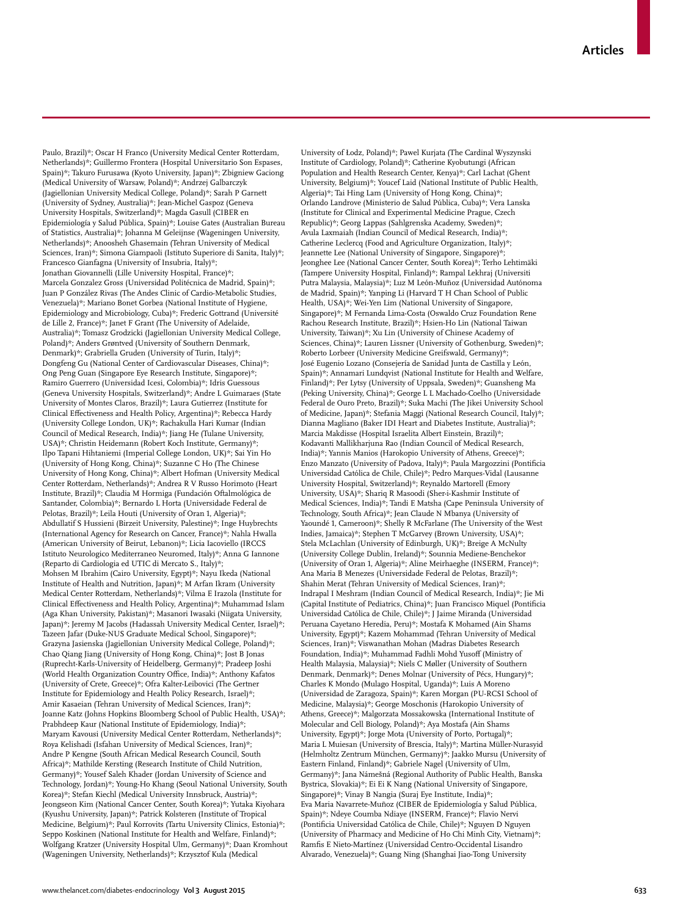Paulo, Brazil)*; Oscar H Franco (University Medical Center Rotterdam, Netherlands)*; Guillermo Frontera (Hospital Universitario Son Espases, Spain)*; Takuro Furusawa (Kyoto University, Japan)*; Zbigniew Gaciong (Medical University of Warsaw, Poland)*; Andrzej Galbarczyk (Jagiellonian University Medical College, Poland)*; Sarah P Garnett (University of Sydney, Australia)*; Jean-Michel Gaspoz (Geneva University Hospitals, Switzerland)*; Magda Gasull (CIBER en Epidemiología y Salud Pública, Spain)*; Louise Gates (Australian Bureau of Statistics, Australia)*; Johanna M Geleijnse (Wageningen University, Netherlands)*; Anoosheh Ghasemain (Tehran University of Medical Sciences, Iran)*; Simona Giampaoli (Istituto Superiore di Sanita, Italy)*; Francesco Gianfagna (University of Insubria, Italy)*; Jonathan Giovannelli (Lille University Hospital, France)*; Marcela Gonzalez Gross (Universidad Politécnica de Madrid, Spain)*; Juan P González Rivas (The Andes Clinic of Cardio-Metabolic Studies, Venezuela)*; Mariano Bonet Gorbea (National Institute of Hygiene, Epidemiology and Microbiology, Cuba)*; Frederic Gottrand (Université de Lille 2, France)*; Janet F Grant (The University of Adelaide, Australia)*; Tomasz Grodzicki (Jagiellonian University Medical College, Poland)*; Anders Grøntved (University of Southern Denmark, Denmark)*; Grabriella Gruden (University of Turin, Italy)*; Dongfeng Gu (National Center of Cardiovascular Diseases, China)*; Ong Peng Guan (Singapore Eye Research Institute, Singapore)*; Ramiro Guerrero (Universidad Icesi, Colombia)*; Idris Guessous (Geneva University Hospitals, Switzerland)*; Andre L Guimaraes (State University of Montes Claros, Brazil)*; Laura Gutierrez (Institute for Clinical Effectiveness and Health Policy, Argentina)*; Rebecca Hardy (University College London, UK)*; Rachakulla Hari Kumar (Indian Council of Medical Research, India)*; Jiang He (Tulane University, USA)*; Christin Heidemann (Robert Koch Institute, Germany)*; Ilpo Tapani Hihtaniemi (Imperial College London, UK)*; Sai Yin Ho (University of Hong Kong, China)*; Suzanne C Ho (The Chinese University of Hong Kong, China)*; Albert Hofman (University Medical Center Rotterdam, Netherlands)*; Andrea R V Russo Horimoto (Heart Institute, Brazil)*; Claudia M Hormiga (Fundación Oftalmológica de Santander, Colombia)*; Bernardo L Horta (Universidade Federal de Pelotas, Brazil)*; Leila Houti (University of Oran 1, Algeria)*; Abdullatif S Hussieni (Birzeit University, Palestine)*; Inge Huybrechts (International Agency for Research on Cancer, France)*; Nahla Hwalla (American University of Beirut, Lebanon)*; Licia Iacoviello (IRCCS Istituto Neurologico Mediterraneo Neuromed, Italy)*; Anna G Iannone (Reparto di Cardiologia ed UTIC di Mercato S., Italy)*; Mohsen M Ibrahim (Cairo University, Egypt)*; Nayu Ikeda (National Institute of Health and Nutrition, Japan)*; M Arfan Ikram (University Medical Center Rotterdam, Netherlands)*; Vilma E Irazola (Institute for Clinical Effectiveness and Health Policy, Argentina)*; Muhammad Islam (Aga Khan University, Pakistan)*; Masanori Iwasaki (Niigata University, Japan)*; Jeremy M Jacobs (Hadassah University Medical Center, Israel)*; Tazeen Jafar (Duke-NUS Graduate Medical School, Singapore)*; Grazyna Jasienska (Jagiellonian University Medical College, Poland)*; Chao Qiang Jiang (University of Hong Kong, China)*; Jost B Jonas (Ruprecht-Karls-University of Heidelberg, Germany)*; Pradeep Joshi (World Health Organization Country Office, India)*; Anthony Kafatos (University of Crete, Greece)*; Ofra Kalter-Leibovici (The Gertner Institute for Epidemiology and Health Policy Research, Israel)*; Amir Kasaeian (Tehran University of Medical Sciences, Iran)*; Joanne Katz (Johns Hopkins Bloomberg School of Public Health, USA)*; Prabhdeep Kaur (National Institute of Epidemiology, India)*; Maryam Kavousi (University Medical Center Rotterdam, Netherlands)*; Roya Kelishadi (Isfahan University of Medical Sciences, Iran)*; Andre P Kengne (South African Medical Research Council, South Africa)*; Mathilde Kersting (Research Institute of Child Nutrition, Germany)*; Yousef Saleh Khader (Jordan University of Science and Technology, Jordan)*; Young-Ho Khang (Seoul National University, South Korea)*; Stefan Kiechl (Medical University Innsbruck, Austria)*; Jeongseon Kim (National Cancer Center, South Korea)*; Yutaka Kiyohara (Kyushu University, Japan)*; Patrick Kolsteren (Institute of Tropical Medicine, Belgium)*; Paul Korrovits (Tartu University Clinics, Estonia)*; Seppo Koskinen (National Institute for Health and Welfare, Finland)*; Wolfgang Kratzer (University Hospital Ulm, Germany)*; Daan Kromhout (Wageningen University, Netherlands)*; Krzysztof Kula (Medical University of Łodz, Poland)*; Pawel Kurjata (The Cardinal Wyszynski Institute of Cardiology, Poland)*; Catherine Kyobutungi (African Population and Health Research Center, Kenya)*; Carl Lachat (Ghent University, Belgium)*; Youcef Laid (National Institute of Public Health, Algeria)*; Tai Hing Lam (University of Hong Kong, China)*; Orlando Landrove (Ministerio de Salud Pública, Cuba)*; Vera Lanska (Institute for Clinical and Experimental Medicine Prague, Czech Republic)*; Georg Lappas (Sahlgrenska Academy, Sweden)*; Avula Laxmaiah (Indian Council of Medical Research, India)*; Catherine Leclercq (Food and Agriculture Organization, Italy)*; Jeannette Lee (National University of Singapore, Singapore)*; Jeonghee Lee (National Cancer Center, South Korea)*; Terho Lehtimäki (Tampere University Hospital, Finland)*; Rampal Lekhraj (Universiti Putra Malaysia, Malaysia)*; Luz M León-Muñoz (Universidad Autónoma de Madrid, Spain)*; Yanping Li (Harvard T H Chan School of Public Health, USA)*; Wei-Yen Lim (National University of Singapore, Singapore)*; M Fernanda Lima-Costa (Oswaldo Cruz Foundation Rene Rachou Research Institute, Brazil)*; Hsien-Ho Lin (National Taiwan University, Taiwan)*; Xu Lin (University of Chinese Academy of Sciences, China)*; Lauren Lissner (University of Gothenburg, Sweden)*; Roberto Lorbeer (University Medicine Greifswald, Germany)*; José Eugenio Lozano (Consejería de Sanidad Junta de Castilla y León, Spain)*; Annamari Lundqvist (National Institute for Health and Welfare, Finland)*; Per Lytsy (University of Uppsala, Sweden)*; Guansheng Ma (Peking University, China)*; George L L Machado-Coelho (Universidade Federal de Ouro Preto, Brazil)*; Suka Machi (The Jikei University School of Medicine, Japan)*; Stefania Maggi (National Research Council, Italy)*; Dianna Magliano (Baker IDI Heart and Diabetes Institute, Australia)*; Marcia Makdisse (Hospital Israelita Albert Einstein, Brazil)*; Kodavanti Mallikharjuna Rao (Indian Council of Medical Research, India)*; Yannis Manios (Harokopio University of Athens, Greece)*; Enzo Manzato (University of Padova, Italy)*; Paula Margozzini (Pontificia Universidad Católica de Chile, Chile)*; Pedro Marques-Vidal (Lausanne University Hospital, Switzerland)*; Reynaldo Martorell (Emory University, USA)*; Shariq R Masoodi (Sher-i-Kashmir Institute of Medical Sciences, India)*; Tandi E Matsha (Cape Peninsula University of Technology, South Africa)*; Jean Claude N Mbanya (University of Yaoundé 1, Cameroon)*; Shelly R McFarlane (The University of the West Indies, Jamaica)*; Stephen T McGarvey (Brown University, USA)*; Stela McLachlan (University of Edinburgh, UK)*; Breige A McNulty (University College Dublin, Ireland)*; Sounnia Mediene-Benchekor (University of Oran 1, Algeria)*; Aline Meirhaeghe (INSERM, France)*; Ana Maria B Menezes (Universidade Federal de Pelotas, Brazil)*; Shahin Merat (Tehran University of Medical Sciences, Iran)*; Indrapal I Meshram (Indian Council of Medical Research, India)*; Jie Mi (Capital Institute of Pediatrics, China)*; Juan Francisco Miquel (Pontificia Universidad Católica de Chile, Chile)*; J Jaime Miranda (Universidad Peruana Cayetano Heredia, Peru)*; Mostafa K Mohamed (Ain Shams University, Egypt)*; Kazem Mohammad (Tehran University of Medical Sciences, Iran)*; Viswanathan Mohan (Madras Diabetes Research Foundation, India)*; Muhammad Fadhli Mohd Yusoff (Ministry of Health Malaysia, Malaysia)*; Niels C Møller (University of Southern Denmark, Denmark)*; Denes Molnar (University of Pécs, Hungary)*; Charles K Mondo (Mulago Hospital, Uganda)*; Luis A Moreno (Universidad de Zaragoza, Spain)*; Karen Morgan (PU-RCSI School of Medicine, Malaysia)*; George Moschonis (Harokopio University of Athens, Greece)*; Malgorzata Mossakowska (International Institute of Molecular and Cell Biology, Poland)*; Aya Mostafa (Ain Shams University, Egypt)*; Jorge Mota (University of Porto, Portugal)*; Maria L Muiesan (University of Brescia, Italy)*; Martina Müller-Nurasyid (Helmholtz Zentrum München, Germany)*; Jaakko Mursu (University of Eastern Finland, Finland)*; Gabriele Nagel (University of Ulm, Germany)*; Jana Námešná (Regional Authority of Public Health, Banska Bystrica, Slovakia)*; Ei Ei K Nang (National University of Singapore, Singapore)*; Vinay B Nangia (Suraj Eye Institute, India)*; Eva Maria Navarrete-Muñoz (CIBER de Epidemiología y Salud Pública, Spain)*; Ndeye Coumba Ndiaye (INSERM, France)*; Flavio Nervi (Pontificia Universidad Católica de Chile, Chile)*; Nguyen D Nguyen (University of Pharmacy and Medicine of Ho Chi Minh City, Vietnam)*; Ramfis E Nieto-Martínez (Universidad Centro-Occidental Lisandro Alvarado, Venezuela)*; Guang Ning (Shanghai Jiao-Tong University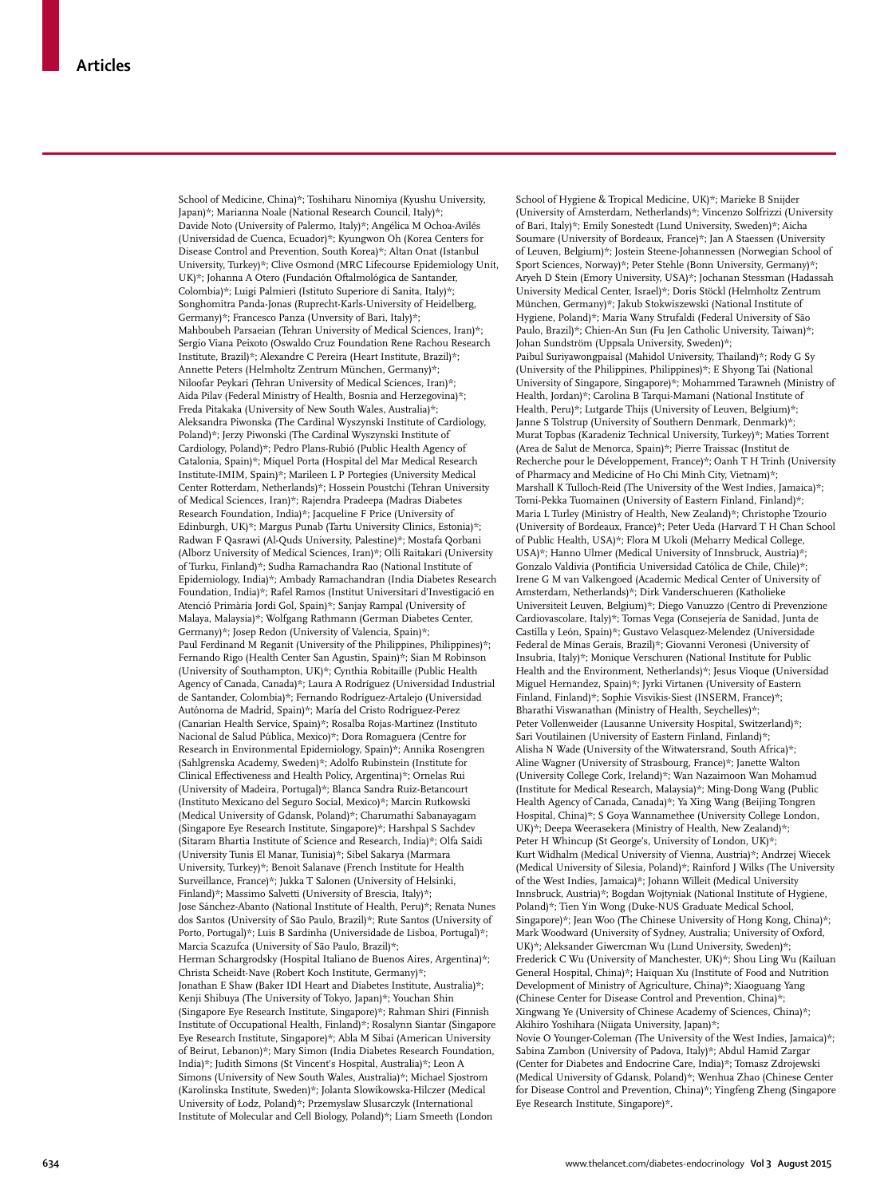School of Medicine, China)*; Toshiharu Ninomiya (Kyushu University, Japan)*; Marianna Noale (National Research Council, Italy)*; Davide Noto (University of Palermo, Italy)*; Angélica M Ochoa-Avilés (Universidad de Cuenca, Ecuador)*; Kyungwon Oh (Korea Centers for Disease Control and Prevention, South Korea)*; Altan Onat (Istanbul University, Turkey)*; Clive Osmond (MRC Lifecourse Epidemiology Unit, UK)*; Johanna A Otero (Fundación Oftalmológica de Santander, Colombia)*; Luigi Palmieri (Istituto Superiore di Sanita, Italy)*; Songhomitra Panda-Jonas (Ruprecht-Karls-University of Heidelberg, Germany)*; Francesco Panza (University of Bari, Italy)*; Mahboubeh Parsaeian (Tehran University of Medical Sciences, Iran)*; Sergio Viana Peixoto (Oswaldo Cruz Foundation Rene Rachou Research Institute, Brazil)*; Alexandre C Pereira (Heart Institute, Brazil)*; Annette Peters (Helmholtz Zentrum München, Germany)*; Niloofar Peykari (Tehran University of Medical Sciences, Iran)*; Aida Pilav (Federal Ministry of Health, Bosnia and Herzegovina)*; Freda Pitakaka (University of New South Wales, Australia)*; Aleksandra Piwonska (The Cardinal Wyszynski Institute of Cardiology, Poland)*; Jerzy Piwonski (The Cardinal Wyszynski Institute of Cardiology, Poland)*; Pedro Plans-Rubió (Public Health Agency of Catalonia, Spain)*; Miquel Porta (Hospital del Mar Medical Research Institute-IMIM, Spain)*; Marileen L P Portegies (University Medical Center Rotterdam, Netherlands)*; Hossein Poustchi (Tehran University of Medical Sciences, Iran)*; Rajendra Pradeepa (Madras Diabetes Research Foundation, India)*; Jacqueline F Price (University of Edinburgh, UK)*; Margus Punab (Tartu University Clinics, Estonia)*; Radwan F Qasrawi (Al-Quds University, Palestine)*; Mostafa Qorbani (Alborz University of Medical Sciences, Iran)*; Olli Raitakari (University of Turku, Finland)*; Sudha Ramachandra Rao (National Institute of Epidemiology, India)*; Ambady Ramachandran (India Diabetes Research Foundation, India)*; Rafel Ramos (Institut Universitari d'Investigació en Atenció Primària Jordi Gol, Spain)*; Sanjay Rampal (University of Malaya, Malaysia)*; Wolfgang Rathmann (German Diabetes Center, Germany)*; Josep Redon (University of Valencia, Spain)*; Paul Ferdinand M Reganit (University of the Philippines, Philippines)*; Fernando Rigo (Health Center San Agustin, Spain)*; Sian M Robinson (University of Southampton, UK)*; Cynthia Robitaille (Public Health Agency of Canada, Canada)*; Laura A Rodríguez (Universidad Industrial de Santander, Colombia)*; Fernando Rodríguez-Artalejo (Universidad Autónoma de Madrid, Spain)*; María del Cristo Rodriguez-Perez (Canarian Health Service, Spain)*; Rosalba Rojas-Martinez (Instituto Nacional de Salud Pública, Mexico)*; Dora Romaguera (Centre for Research in Environmental Epidemiology, Spain)*; Annika Rosengren (Sahlgrenska Academy, Sweden)*; Adolfo Rubinstein (Institute for Clinical Effectiveness and Health Policy, Argentina)*; Ornelas Rui (University of Madeira, Portugal)*; Blanca Sandra Ruiz-Betancourt (Instituto Mexicano del Seguro Social, Mexico)*; Marcin Rutkowski (Medical University of Gdansk, Poland)*; Charumathi Sabanayagam (Singapore Eye Research Institute, Singapore)*; Harshpal S Sachdev (Sitaram Bhartia Institute of Science and Research, India)*; Olfa Saidi (University Tunis El Manar, Tunisia)*; Sibel Sakarya (Marmara University, Turkey)*; Benoit Salanave (French Institute for Health Surveillance, France)*; Jukka T Salonen (University of Helsinki, Finland)*; Massimo Salvetti (University of Brescia, Italy)*; Jose Sánchez-Abanto (National Institute of Health, Peru)*; Renata Nunes dos Santos (University of São Paulo, Brazil)*; Rute Santos (University of Porto, Portugal)*; Luis B Sardinha (Universidade de Lisboa, Portugal)*; Marcia Scazufca (University of São Paulo, Brazil)*; Herman Schargrodsky (Hospital Italiano de Buenos Aires, Argentina)*; Christa Scheidt-Nave (Robert Koch Institute, Germany)*; Jonathan E Shaw (Baker IDI Heart and Diabetes Institute, Australia)*; Kenji Shibuya (The University of Tokyo, Japan)*; Youchan Shin (Singapore Eye Research Institute, Singapore)*; Rahman Shiri (Finnish Institute of Occupational Health, Finland)*; Rosalynn Siantar (Singapore Eye Research Institute, Singapore)*; Abla M Sibai (American University of Beirut, Lebanon)*; Mary Simon (India Diabetes Research Foundation, India)*; Judith Simons (St Vincent's Hospital, Australia)*; Leon A Simons (University of New South Wales, Australia)*; Michael Sjostrom (Karolinska Institute, Sweden)*; Jolanta Slowikowska-Hilczer (Medical University of Łodz, Poland)*; Przemyslaw Slusarczyk (International Institute of Molecular and Cell Biology, Poland)*; Liam Smeeth (London School of Hygiene & Tropical Medicine, UK)*; Marieke B Snijder (University of Amsterdam, Netherlands)*; Vincenzo Solfrizzi (University of Bari, Italy)*; Emily Sonestedt (Lund University, Sweden)*; Aicha Soumare (University of Bordeaux, France)*; Jan A Staessen (University of Leuven, Belgium)*; Jostein Steene-Johannessen (Norwegian School of Sport Sciences, Norway)*; Peter Stehle (Bonn University, Germany)*; Aryeh D Stein (Emory University, USA)*; Jochanan Stessman (Hadassah University Medical Center, Israel)*; Doris Stöckl (Helmholtz Zentrum München, Germany)*; Jakub Stokwiszewski (National Institute of Hygiene, Poland)*; Maria Wany Strufaldi (Federal University of São Paulo, Brazil)*; Chien-An Sun (Fu Jen Catholic University, Taiwan)*; Johan Sundström (Uppsala University, Sweden)*; Paibul Suriyawongpaisal (Mahidol University, Thailand)*; Rody G Sy (University of the Philippines, Philippines)*; E Shyong Tai (National University of Singapore, Singapore)*; Mohammed Tarawneh (Ministry of Health, Jordan)*; Carolina B Tarqui-Mamani (National Institute of Health, Peru)*; Lutgarde Thijs (University of Leuven, Belgium)*; Janne S Tolstrup (University of Southern Denmark, Denmark)*; Murat Topbas (Karadeniz Technical University, Turkey)*; Maties Torrent (Area de Salut de Menorca, Spain)*; Pierre Traissac (Institut de Recherche pour le Développement, France)*; Oanh T H Trinh (University of Pharmacy and Medicine of Ho Chi Minh City, Vietnam)*; Marshall K Tulloch-Reid (The University of the West Indies, Jamaica)*; Tomi-Pekka Tuomainen (University of Eastern Finland, Finland)*; Maria L Turley (Ministry of Health, New Zealand)*; Christophe Tzourio (University of Bordeaux, France)*; Peter Ueda (Harvard T H Chan School of Public Health, USA)*; Flora M Ukoli (Meharry Medical College, USA)*; Hanno Ulmer (Medical University of Innsbruck, Austria)*; Gonzalo Valdivia (Pontificia Universidad Católica de Chile, Chile)*; Irene G M van Valkengoed (Academic Medical Center of University of Amsterdam, Netherlands)*; Dirk Vanderschueren (Katholieke Universiteit Leuven, Belgium)*; Diego Vanuzzo (Centro di Prevenzione Cardiovascolare, Italy)*; Tomas Vega (Consejería de Sanidad, Junta de Castilla y León, Spain)*; Gustavo Velasquez-Melendez (Universidade Federal de Minas Gerais, Brazil)*; Giovanni Veronesi (University of Insubria, Italy)*; Monique Verschuren (National Institute for Public Health and the Environment, Netherlands)*; Jesus Vioque (Universidad Miguel Hernandez, Spain)*; Jyrki Virtanen (University of Eastern Finland, Finland)*; Sophie Visvikis-Siest (INSERM, France)*; Bharathi Viswanathan (Ministry of Health, Seychelles)*; Peter Vollenweider (Lausanne University Hospital, Switzerland)*; Sari Voutilainen (University of Eastern Finland, Finland)*; Alisha N Wade (University of the Witwatersrand, South Africa)*; Aline Wagner (University of Strasbourg, France)*; Janette Walton (University College Cork, Ireland)*; Wan Nazaimoon Wan Mohamud (Institute for Medical Research, Malaysia)*; Ming-Dong Wang (Public Health Agency of Canada, Canada)*; Ya Xing Wang (Beijing Tongren Hospital, China)*; S Goya Wannamethee (University College London, UK)*; Deepa Weerasekera (Ministry of Health, New Zealand)*; Peter H Whincup (St George's, University of London, UK)*; Kurt Widhalm (Medical University of Vienna, Austria)*; Andrzej Wiecek (Medical University of Silesia, Poland)*; Rainford J Wilks (The University of the West Indies, Jamaica)*; Johann Willeit (Medical University Innsbruck, Austria)*; Bogdan Wojtyniak (National Institute of Hygiene, Poland)*; Tien Yin Wong (Duke-NUS Graduate Medical School, Singapore)*; Jean Woo (The Chinese University of Hong Kong, China)*; Mark Woodward (University of Sydney, Australia; University of Oxford, UK)*; Aleksander Giwercman Wu (Lund University, Sweden)*; Frederick C Wu (University of Manchester, UK)*; Shou Ling Wu (Kailuan General Hospital, China)*; Haiquan Xu (Institute of Food and Nutrition Development of Ministry of Agriculture, China)*; Xiaoguang Yang (Chinese Center for Disease Control and Prevention, China)*; Xingwang Ye (University of Chinese Academy of Sciences, China)*; Akihiro Yoshihara (Niigata University, Japan)*; Novie O Younger-Coleman (The University of the West Indies, Jamaica)*; Sabina Zambon (University of Padova, Italy)*; Abdul Hamid Zargar (Center for Diabetes and Endocrine Care, India)*; Tomasz Zdrojewski (Medical University of Gdansk, Poland)*; Wenhua Zhao (Chinese Center for Disease Control and Prevention, China)*; Yingfeng Zheng (Singapore Eye Research Institute, Singapore)*.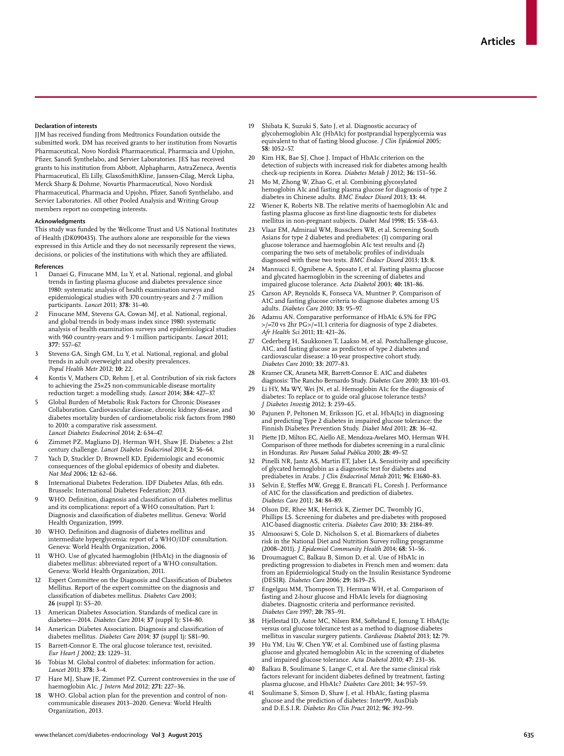### Declaration of interests

JJM has received funding from Medtronics Foundation outside the submitted work. DM has received grants to her institution from Novartis Pharmaceutical, Novo Nordisk Pharmaceutical, Pharmacia and Upjohn, Pfizer, Sanofi Synthelabo, and Servier Laboratories. JES has received grants to his institution from Abbott, Alphapharm, AstraZeneca, Aventis Pharmaceutical, Eli Lilly, GlaxoSmithKline, Janssen-Cilag, Merck Lipha, Merck Sharp & Dohme, Novartis Pharmaceutical, Novo Nordisk Pharmaceutical, Pharmacia and Upjohn, Pfizer, Sanofi Synthelabo, and Servier Laboratories. All other Pooled Analysis and Writing Group members report no competing interests.

### Acknowledgments

This study was funded by the Wellcome Trust and US National Institutes of Health (DK090435). The authors alone are responsible for the views expressed in this Article and they do not necessarily represent the views, decisions, or policies of the institutions with which they are affiliated.

### References

1. Danaei G, Finucane MM, Lu Y, et al. National, regional, and global trends in fasting plasma glucose and diabetes prevalence since 1980: systematic analysis of health examination surveys and epidemiological studies with 370 country-years and 2·7 million participants. *Lancet* 2011; **378:** 31–40.
2. Finucane MM, Stevens GA, Cowan MJ, et al. National, regional, and global trends in body-mass index since 1980: systematic analysis of health examination surveys and epidemiological studies with 960 country-years and 9·1 million participants. *Lancet* 2011; **377:** 557–67.
3. Stevens GA, Singh GM, Lu Y, et al. National, regional, and global trends in adult overweight and obesity prevalences. *Popul Health Metr* 2012; **10:** 22.
4. Kontis V, Mathers CD, Rehm J, et al. Contribution of six risk factors to achieving the 25×25 non-communicable disease mortality reduction target: a modelling study. *Lancet* 2014; **384:** 427–37.
5. Global Burden of Metabolic Risk Factors for Chronic Diseases Collaboration. Cardiovascular disease, chronic kidney disease, and diabetes mortality burden of cardiometabolic risk factors from 1980 to 2010: a comparative risk assessment. *Lancet Diabetes Endocrinol* 2014; **2:** 634–47.
6. Zimmet PZ, Magliano DJ, Herman WH, Shaw JE. Diabetes: a 21st century challenge. *Lancet Diabetes Endocrinol* 2014; **2:** 56–64.
7. Yach D, Stuckler D, Brownell KD. Epidemiologic and economic consequences of the global epidemics of obesity and diabetes. *Nat Med* 2006; **12:** 62–66.
8. International Diabetes Federation. IDF Diabetes Atlas, 6th edn. Brussels: International Diabetes Federation; 2013.
9. WHO. Definition, diagnosis and classification of diabetes mellitus and its complications: report of a WHO consultation. Part 1: Diagnosis and classification of diabetes mellitus. Geneva: World Health Organization, 1999.
10. WHO. Definition and diagnosis of diabetes mellitus and intermediate hyperglycemia: report of a WHO/IDF consultation. Geneva: World Health Organization, 2006.
11. WHO. Use of glycated haemoglobin (HbA1c) in the diagnosis of diabetes mellitus: abbreviated report of a WHO consultation. Geneva: World Health Organization, 2011.
12. Expert Committee on the Diagnosis and Classification of Diabetes Mellitus. Report of the expert committee on the diagnosis and classification of diabetes mellitus. *Diabetes Care* 2003; **26** (suppl 1)**:** S5–20.
13. American Diabetes Association. Standards of medical care in diabetes—2014. *Diabetes Care* 2014; **37** (suppl 1)**:** S14–80.
14. American Diabetes Association. Diagnosis and classification of diabetes mellitus. *Diabetes Care* 2014; **37** (suppl 1)**:** S81–90.
15. Barrett-Connor E. The oral glucose tolerance test, revisited. *Eur Heart J* 2002; **23:** 1229–31.
16. Tobias M. Global control of diabetes: information for action. *Lancet* 2011; **378:** 3–4.
17. Hare MJ, Shaw JE, Zimmet PZ. Current controversies in the use of haemoglobin A1c. *J Intern Med* 2012; **271:** 227–36.
18. WHO. Global action plan for the prevention and control of non-communicable diseases 2013–2020. Geneva: World Health Organization, 2013.
19. Shibata K, Suzuki S, Sato J, et al. Diagnostic accuracy of glycohemoglobin A1c (HbA1c) for postprandial hyperglycemia was equivalent to that of fasting blood glucose. *J Clin Epidemiol* 2005; **58:** 1052–57.
20. Kim HK, Bae SJ, Choe J. Impact of HbA1c criterion on the detection of subjects with increased risk for diabetes among health check-up recipients in Korea. *Diabetes Metab J* 2012; **36:** 151–56.
21. Mo M, Zhong W, Zhao G, et al. Combining glycosylated hemoglobin A1c and fasting plasma glucose for diagnosis of type 2 diabetes in Chinese adults. *BMC Endocr Disord* 2013; **13:** 44.
22. Wiener K, Roberts NB. The relative merits of haemoglobin A1c and fasting plasma glucose as first-line diagnostic tests for diabetes mellitus in non-pregnant subjects. *Diabet Med* 1998; **15:** 558–63.
23. Vlaar EM, Admiraal WM, Busschers WB, et al. Screening South Asians for type 2 diabetes and prediabetes: (1) comparing oral glucose tolerance and haemoglobin A1c test results and (2) comparing the two sets of metabolic profiles of individuals diagnosed with these two tests. *BMC Endocr Disord* 2013; **13:** 8.
24. Mannucci E, Ognibene A, Sposato I, et al. Fasting plasma glucose and glycated haemoglobin in the screening of diabetes and impaired glucose tolerance. *Acta Diabetol* 2003; **40:** 181–86.
25. Carson AP, Reynolds K, Fonseca VA, Muntner P. Comparison of A1C and fasting glucose criteria to diagnose diabetes among US adults. *Diabetes Care* 2010; **33:** 95–97.
26. Adamu AN. Comparative performance of HbA1c 6.5% for FPG >/=7.0 vs 2hr PG>/=11.1 criteria for diagnosis of type 2 diabetes. *Afr Health Sci* 2011; **11:** 421–26.
27. Cederberg H, Saukkonen T, Laakso M, et al. Postchallenge glucose, A1C, and fasting glucose as predictors of type 2 diabetes and cardiovascular disease: a 10-year prospective cohort study. *Diabetes Care* 2010; **33:** 2077–83.
28. Kramer CK, Araneta MR, Barrett-Connor E. A1C and diabetes diagnosis: The Rancho Bernardo Study. *Diabetes Care* 2010; **33:** 101–03.
29. Li HY, Ma WY, Wei JN, et al. Hemoglobin A1c for the diagnosis of diabetes: To replace or to guide oral glucose tolerance tests? *J Diabetes Investig* 2012; **3:** 259–65.
30. Pajunen P, Peltonen M, Eriksson JG, et al. HbA(1c) in diagnosing and predicting Type 2 diabetes in impaired glucose tolerance: the Finnish Diabetes Prevention Study. *Diabet Med* 2011; **28:** 36–42.
31. Piette JD, Milton EC, Aiello AE, Mendoza-Avelares MO, Herman WH. Comparison of three methods for diabetes screening in a rural clinic in Honduras. *Rev Panam Salud Publica* 2010; **28:** 49–57.
32. Pinelli NR, Jantz AS, Martin ET, Jaber LA. Sensitivity and specificity of glycated hemoglobin as a diagnostic test for diabetes and prediabetes in Arabs. *J Clin Endocrinol Metab* 2011; **96:** E1680–83.
33. Selvin E, Steffes MW, Gregg E, Brancati FL, Coresh J. Performance of A1C for the classification and prediction of diabetes. *Diabetes Care* 2011; **34:** 84–89.
34. Olson DE, Rhee MK, Herrick K, Ziemer DC, Twombly JG, Phillips LS. Screening for diabetes and pre-diabetes with proposed A1C-based diagnostic criteria. *Diabetes Care* 2010; **33:** 2184–89.
35. Almoosawi S, Cole D, Nicholson S, et al. Biomarkers of diabetes risk in the National Diet and Nutrition Survey rolling programme (2008–2011). *J Epidemiol Community Health* 2014; **68:** 51–56.
36. Droumaguet C, Balkau B, Simon D, et al. Use of HbA1c in predicting progression to diabetes in French men and women: data from an Epidemiological Study on the Insulin Resistance Syndrome (DESIR). *Diabetes Care* 2006; **29:** 1619–25.
37. Engelgau MM, Thompson TJ, Herman WH, et al. Comparison of fasting and 2-hour glucose and HbA1c levels for diagnosing diabetes. Diagnostic criteria and performance revisited. *Diabetes Care* 1997; **20:** 785–91.
38. Hjellestad ID, Astor MC, Nilsen RM, Softeland E, Jonung T. HbA(1)c versus oral glucose tolerance test as a method to diagnose diabetes mellitus in vascular surgery patients. *Cardiovasc Diabetol* 2013; **12:** 79.
39. Hu YM, Liu W, Chen YW, et al. Combined use of fasting plasma glucose and glycated hemoglobin A1c in the screening of diabetes and impaired glucose tolerance. *Acta Diabetol* 2010; **47:** 231–36.
40. Balkau B, Soulimane S, Lange C, et al. Are the same clinical risk factors relevant for incident diabetes defined by treatment, fasting plasma glucose, and HbA1c? *Diabetes Care* 2011; **34:** 957–59.
41. Soulimane S, Simon D, Shaw J, et al. HbA1c, fasting plasma glucose and the prediction of diabetes: Inter99, AusDiab and D.E.S.I.R. *Diabetes Res Clin Pract* 2012; **96:** 392–99.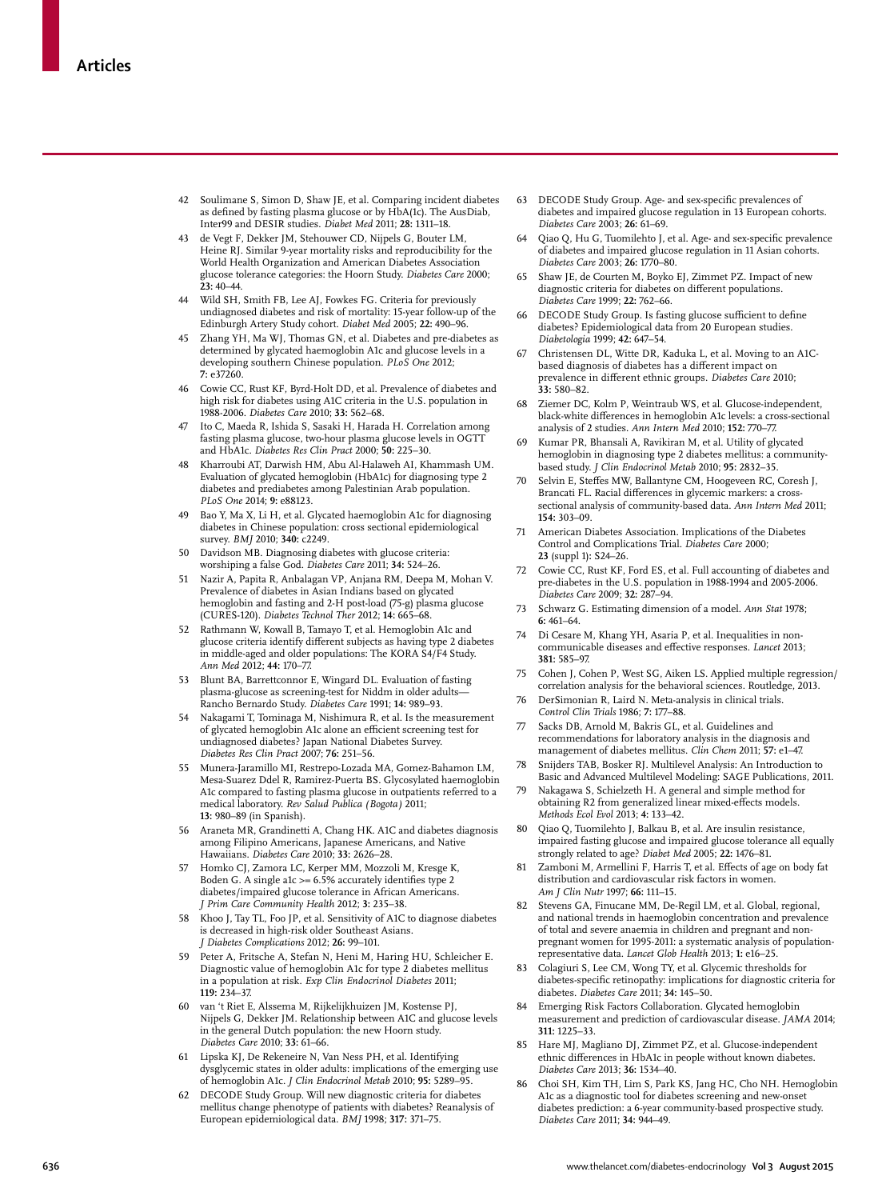42 Soulimane S, Simon D, Shaw JE, et al. Comparing incident diabetes as defined by fasting plasma glucose or by HbA(1c). The AusDiab, Inter99 and DESIR studies. *Diabet Med* 2011; **28:** 1311–18.

43 de Vegt F, Dekker JM, Stehouwer CD, Nijpels G, Bouter LM, Heine RJ. Similar 9-year mortality risks and reproducibility for the World Health Organization and American Diabetes Association glucose tolerance categories: the Hoorn Study. *Diabetes Care* 2000; **23:** 40–44.

44 Wild SH, Smith FB, Lee AJ, Fowkes FG. Criteria for previously undiagnosed diabetes and risk of mortality: 15-year follow-up of the Edinburgh Artery Study cohort. *Diabet Med* 2005; **22:** 490–96.

45 Zhang YH, Ma WJ, Thomas GN, et al. Diabetes and pre-diabetes as determined by glycated haemoglobin A1c and glucose levels in a developing southern Chinese population. *PLoS One* 2012; **7:** e37260.

46 Cowie CC, Rust KF, Byrd-Holt DD, et al. Prevalence of diabetes and high risk for diabetes using A1C criteria in the U.S. population in 1988-2006. *Diabetes Care* 2010; **33:** 562–68.

47 Ito C, Maeda R, Ishida S, Sasaki H, Harada H. Correlation among fasting plasma glucose, two-hour plasma glucose levels in OGTT and HbA1c. *Diabetes Res Clin Pract* 2000; **50:** 225–30.

48 Kharroubi AT, Darwish HM, Abu Al-Halaweh AI, Khammash UM. Evaluation of glycated hemoglobin (HbA1c) for diagnosing type 2 diabetes and prediabetes among Palestinian Arab population. *PLoS One* 2014; **9:** e88123.

49 Bao Y, Ma X, Li H, et al. Glycated haemoglobin A1c for diagnosing diabetes in Chinese population: cross sectional epidemiological survey. *BMJ* 2010; **340:** c2249.

50 Davidson MB. Diagnosing diabetes with glucose criteria: worshiping a false God. *Diabetes Care* 2011; **34:** 524–26.

51 Nazir A, Papita R, Anbalagan VP, Anjana RM, Deepa M, Mohan V. Prevalence of diabetes in Asian Indians based on glycated hemoglobin and fasting and 2-H post-load (75-g) plasma glucose (CURES-120). *Diabetes Technol Ther* 2012; **14:** 665–68.

52 Rathmann W, Kowall B, Tamayo T, et al. Hemoglobin A1c and glucose criteria identify different subjects as having type 2 diabetes in middle-aged and older populations: The KORA S4/F4 Study. *Ann Med* 2012; **44:** 170–77.

53 Blunt BA, Barrettconnor E, Wingard DL. Evaluation of fasting plasma-glucose as screening-test for Niddm in older adults—Rancho Bernardo Study. *Diabetes Care* 1991; **14:** 989–93.

54 Nakagami T, Tominaga M, Nishimura R, et al. Is the measurement of glycated hemoglobin A1c alone an efficient screening test for undiagnosed diabetes? Japan National Diabetes Survey. *Diabetes Res Clin Pract* 2007; **76:** 251–56.

55 Munera-Jaramillo MI, Restrepo-Lozada MA, Gomez-Bahamon LM, Mesa-Suarez Ddel R, Ramirez-Puerta BS. Glycosylated haemoglobin A1c compared to fasting plasma glucose in outpatients referred to a medical laboratory. *Rev Salud Publica (Bogota)* 2011; **13:** 980–89 (in Spanish).

56 Araneta MR, Grandinetti A, Chang HK. A1C and diabetes diagnosis among Filipino Americans, Japanese Americans, and Native Hawaiians. *Diabetes Care* 2010; **33:** 2626–28.

57 Homko CJ, Zamora LC, Kerper MM, Mozzoli M, Kresge K, Boden G. A single a1c >= 6.5% accurately identifies type 2 diabetes/impaired glucose tolerance in African Americans. *J Prim Care Community Health* 2012; **3:** 235–38.

58 Khoo J, Tay TL, Foo JP, et al. Sensitivity of A1C to diagnose diabetes is decreased in high-risk older Southeast Asians. *J Diabetes Complications* 2012; **26:** 99–101.

59 Peter A, Fritsche A, Stefan N, Heni M, Haring HU, Schleicher E. Diagnostic value of hemoglobin A1c for type 2 diabetes mellitus in a population at risk. *Exp Clin Endocrinol Diabetes* 2011; **119:** 234–37.

60 van 't Riet E, Alssema M, Rijkelijkhuizen JM, Kostense PJ, Nijpels G, Dekker JM. Relationship between A1C and glucose levels in the general Dutch population: the new Hoorn study. *Diabetes Care* 2010; **33:** 61–66.

61 Lipska KJ, De Rekeneire N, Van Ness PH, et al. Identifying dysglycemic states in older adults: implications of the emerging use of hemoglobin A1c. *J Clin Endocrinol Metab* 2010; **95:** 5289–95.

62 DECODE Study Group. Will new diagnostic criteria for diabetes mellitus change phenotype of patients with diabetes? Reanalysis of European epidemiological data. *BMJ* 1998; **317:** 371–75.

63 DECODE Study Group. Age- and sex-specific prevalences of diabetes and impaired glucose regulation in 13 European cohorts. *Diabetes Care* 2003; **26:** 61–69.

64 Qiao Q, Hu G, Tuomilehto J, et al. Age- and sex-specific prevalence of diabetes and impaired glucose regulation in 11 Asian cohorts. *Diabetes Care* 2003; **26:** 1770–80.

65 Shaw JE, de Courten M, Boyko EJ, Zimmet PZ. Impact of new diagnostic criteria for diabetes on different populations. *Diabetes Care* 1999; **22:** 762–66.

66 DECODE Study Group. Is fasting glucose sufficient to define diabetes? Epidemiological data from 20 European studies. *Diabetologia* 1999; **42:** 647–54.

67 Christensen DL, Witte DR, Kaduka L, et al. Moving to an A1C-based diagnosis of diabetes has a different impact on prevalence in different ethnic groups. *Diabetes Care* 2010; **33:** 580–82.

68 Ziemer DC, Kolm P, Weintraub WS, et al. Glucose-independent, black-white differences in hemoglobin A1c levels: a cross-sectional analysis of 2 studies. *Ann Intern Med* 2010; **152:** 770–77.

69 Kumar PR, Bhansali A, Ravikiran M, et al. Utility of glycated hemoglobin in diagnosing type 2 diabetes mellitus: a community-based study. *J Clin Endocrinol Metab* 2010; **95:** 2832–35.

70 Selvin E, Steffes MW, Ballantyne CM, Hoogeveen RC, Coresh J, Brancati FL. Racial differences in glycemic markers: a cross-sectional analysis of community-based data. *Ann Intern Med* 2011; **154:** 303–09.

71 American Diabetes Association. Implications of the Diabetes Control and Complications Trial. *Diabetes Care* 2000; **23** (suppl 1)**:** S24–26.

72 Cowie CC, Rust KF, Ford ES, et al. Full accounting of diabetes and pre-diabetes in the U.S. population in 1988-1994 and 2005-2006. *Diabetes Care* 2009; **32:** 287–94.

73 Schwarz G. Estimating dimension of a model. *Ann Stat* 1978; **6:** 461–64.

74 Di Cesare M, Khang YH, Asaria P, et al. Inequalities in non-communicable diseases and effective responses. *Lancet* 2013; **381:** 585–97.

75 Cohen J, Cohen P, West SG, Aiken LS. Applied multiple regression/correlation analysis for the behavioral sciences. Routledge, 2013.

76 DerSimonian R, Laird N. Meta-analysis in clinical trials. *Control Clin Trials* 1986; **7:** 177–88.

77 Sacks DB, Arnold M, Bakris GL, et al. Guidelines and recommendations for laboratory analysis in the diagnosis and management of diabetes mellitus. *Clin Chem* 2011; **57:** e1–47.

78 Snijders TAB, Bosker RJ. Multilevel Analysis: An Introduction to Basic and Advanced Multilevel Modeling: SAGE Publications, 2011.

79 Nakagawa S, Schielzeth H. A general and simple method for obtaining R2 from generalized linear mixed-effects models. *Methods Ecol Evol* 2013; **4:** 133–42.

80 Qiao Q, Tuomilehto J, Balkau B, et al. Are insulin resistance, impaired fasting glucose and impaired glucose tolerance all equally strongly related to age? *Diabet Med* 2005; **22:** 1476–81.

81 Zamboni M, Armellini F, Harris T, et al. Effects of age on body fat distribution and cardiovascular risk factors in women. *Am J Clin Nutr* 1997; **66:** 111–15.

82 Stevens GA, Finucane MM, De-Regil LM, et al. Global, regional, and national trends in haemoglobin concentration and prevalence of total and severe anaemia in children and pregnant and non-pregnant women for 1995-2011: a systematic analysis of population-representative data. *Lancet Glob Health* 2013; **1:** e16–25.

83 Colagiuri S, Lee CM, Wong TY, et al. Glycemic thresholds for diabetes-specific retinopathy: implications for diagnostic criteria for diabetes. *Diabetes Care* 2011; **34:** 145–50.

84 Emerging Risk Factors Collaboration. Glycated hemoglobin measurement and prediction of cardiovascular disease. *JAMA* 2014; **311:** 1225–33.

85 Hare MJ, Magliano DJ, Zimmet PZ, et al. Glucose-independent ethnic differences in HbA1c in people without known diabetes. *Diabetes Care* 2013; **36:** 1534–40.

86 Choi SH, Kim TH, Lim S, Park KS, Jang HC, Cho NH. Hemoglobin A1c as a diagnostic tool for diabetes screening and new-onset diabetes prediction: a 6-year community-based prospective study. *Diabetes Care* 2011; **34:** 944–49.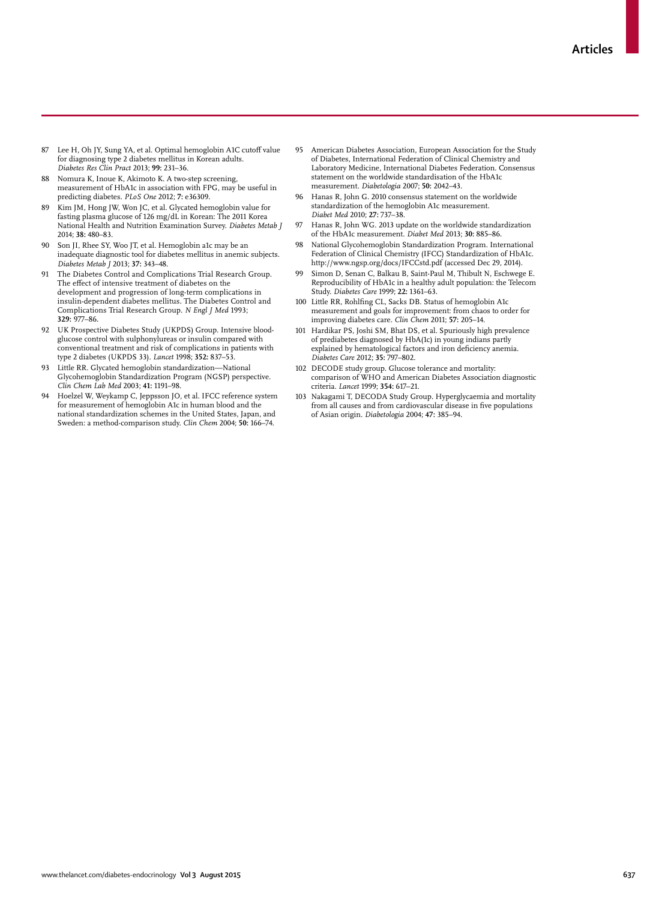87 Lee H, Oh JY, Sung YA, et al. Optimal hemoglobin A1C cutoff value for diagnosing type 2 diabetes mellitus in Korean adults. *Diabetes Res Clin Pract* 2013; **99:** 231–36.

88 Nomura K, Inoue K, Akimoto K. A two-step screening, measurement of HbA1c in association with FPG, may be useful in predicting diabetes. *PLoS One* 2012; **7:** e36309.

89 Kim JM, Hong JW, Won JC, et al. Glycated hemoglobin value for fasting plasma glucose of 126 mg/dL in Korean: The 2011 Korea National Health and Nutrition Examination Survey. *Diabetes Metab J* 2014; **38:** 480–83.

90 Son JI, Rhee SY, Woo JT, et al. Hemoglobin a1c may be an inadequate diagnostic tool for diabetes mellitus in anemic subjects. *Diabetes Metab J* 2013; **37:** 343–48.

91 The Diabetes Control and Complications Trial Research Group. The effect of intensive treatment of diabetes on the development and progression of long-term complications in insulin-dependent diabetes mellitus. The Diabetes Control and Complications Trial Research Group. *N Engl J Med* 1993; **329:** 977–86.

92 UK Prospective Diabetes Study (UKPDS) Group. Intensive blood-glucose control with sulphonylureas or insulin compared with conventional treatment and risk of complications in patients with type 2 diabetes (UKPDS 33). *Lancet* 1998; **352:** 837–53.

93 Little RR. Glycated hemoglobin standardization—National Glycohemoglobin Standardization Program (NGSP) perspective. *Clin Chem Lab Med* 2003; **41:** 1191–98.

94 Hoelzel W, Weykamp C, Jeppsson JO, et al. IFCC reference system for measurement of hemoglobin A1c in human blood and the national standardization schemes in the United States, Japan, and Sweden: a method-comparison study. *Clin Chem* 2004; **50:** 166–74.

95 American Diabetes Association, European Association for the Study of Diabetes, International Federation of Clinical Chemistry and Laboratory Medicine, International Diabetes Federation. Consensus statement on the worldwide standardisation of the HbA1c measurement. *Diabetologia* 2007; **50:** 2042–43.

96 Hanas R, John G. 2010 consensus statement on the worldwide standardization of the hemoglobin A1c measurement. *Diabet Med* 2010; **27:** 737–38.

97 Hanas R, John WG. 2013 update on the worldwide standardization of the HbA1c measurement. *Diabet Med* 2013; **30:** 885–86.

98 National Glycohemoglobin Standardization Program. International Federation of Clinical Chemistry (IFCC) Standardization of HbA1c. http://www.ngsp.org/docs/IFCCstd.pdf (accessed Dec 29, 2014).

99 Simon D, Senan C, Balkau B, Saint-Paul M, Thibult N, Eschwege E. Reproducibility of HbA1c in a healthy adult population: the Telecom Study. *Diabetes Care* 1999; **22:** 1361–63.

100 Little RR, Rohlfing CL, Sacks DB. Status of hemoglobin A1c measurement and goals for improvement: from chaos to order for improving diabetes care. *Clin Chem* 2011; **57:** 205–14.

101 Hardikar PS, Joshi SM, Bhat DS, et al. Spuriously high prevalence of prediabetes diagnosed by HbA(1c) in young indians partly explained by hematological factors and iron deficiency anemia. *Diabetes Care* 2012; **35:** 797–802.

102 DECODE study group. Glucose tolerance and mortality: comparison of WHO and American Diabetes Association diagnostic criteria. *Lancet* 1999; **354:** 617–21.

103 Nakagami T, DECODA Study Group. Hyperglycaemia and mortality from all causes and from cardiovascular disease in five populations of Asian origin. *Diabetologia* 2004; **47:** 385–94.